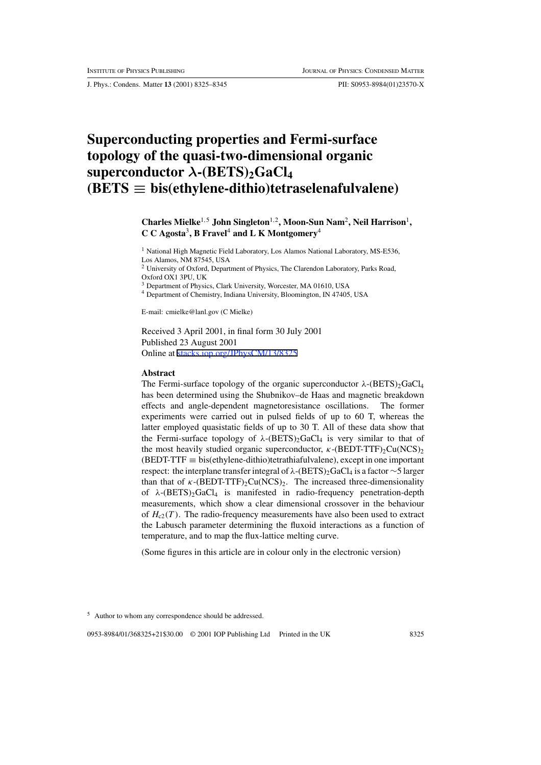# Superconducting properties and Fermi-surface topology of the quasi-two-dimensional organic superconductor λ-$(BETS)_2GaCl_4$ (BETS ≡ bis(ethylene-dithio)tetraselenafulvalene)

**Charles Mielke[1,5] John Singleton[1,2], Moon-Sun Nam[2], Neil Harrison[1], C C Agosta[3], B Fravel[4] and L K Montgomery[4]**

[1] National High Magnetic Field Laboratory, Los Alamos National Laboratory, MS-E536, Los Alamos, NM 87545, USA

[2] University of Oxford, Department of Physics, The Clarendon Laboratory, Parks Road, Oxford OX1 3PU, UK

[3] Department of Physics, Clark University, Worcester, MA 01610, USA

[4] Department of Chemistry, Indiana University, Bloomington, IN 47405, USA

E-mail: cmielke@lanl.gov (C Mielke)

Received 3 April 2001, in final form 30 July 2001
Published 23 August 2001
Online at stacks.iop.org/JPhysCM/13/8325

### Abstract

The Fermi-surface topology of the organic superconductor λ-$(BETS)_2GaCl_4$ has been determined using the Shubnikov–de Haas and magnetic breakdown effects and angle-dependent magnetoresistance oscillations. The former experiments were carried out in pulsed fields of up to 60 T, whereas the latter employed quasistatic fields of up to 30 T. All of these data show that the Fermi-surface topology of λ-$(BETS)_2GaCl_4$ is very similar to that of the most heavily studied organic superconductor, κ-$(BEDT\text{-}TTF)_2Cu(NCS)_2$ (BEDT-TTF ≡ bis(ethylene-dithio)tetrathiafulvalene), except in one important respect: the interplane transfer integral of λ-$(BETS)_2GaCl_4$ is a factor ∼5 larger than that of κ-$(BEDT\text{-}TTF)_2Cu(NCS)_2$. The increased three-dimensionality of λ-$(BETS)_2GaCl_4$ is manifested in radio-frequency penetration-depth measurements, which show a clear dimensional crossover in the behaviour of $H_{c2}(T)$. The radio-frequency measurements have also been used to extract the Labusch parameter determining the fluxoid interactions as a function of temperature, and to map the flux-lattice melting curve.

(Some figures in this article are in colour only in the electronic version)

[5] Author to whom any correspondence should be addressed.

0953-8984/01/368325+21$30.00 © 2001 IOP Publishing Ltd Printed in the UK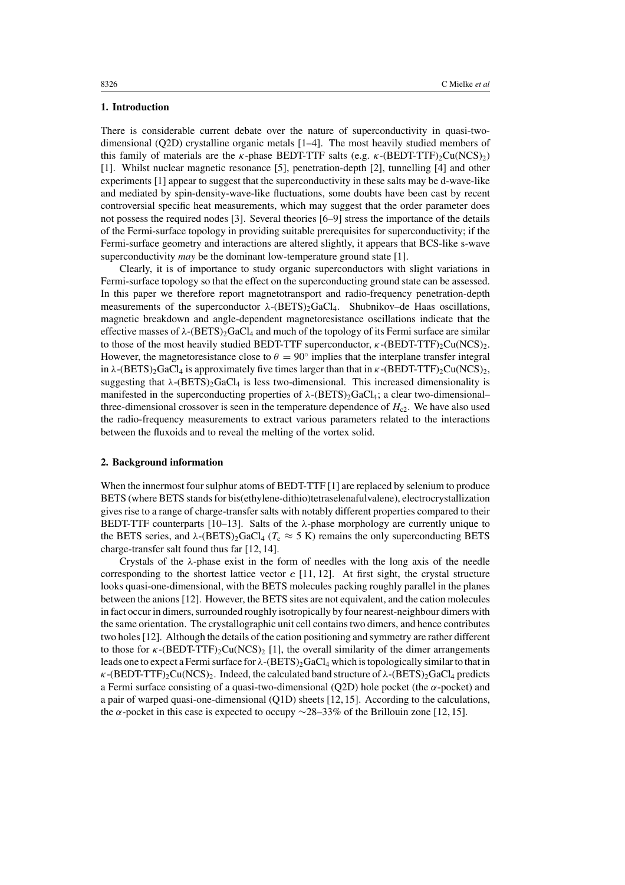## 1. Introduction

There is considerable current debate over the nature of superconductivity in quasi-two-dimensional (Q2D) crystalline organic metals [1–4]. The most heavily studied members of this family of materials are the $\kappa$-phase BEDT-TTF salts (e.g. $\kappa$-(BEDT-TTF)$_2$Cu(NCS)$_2$) [1]. Whilst nuclear magnetic resonance [5], penetration-depth [2], tunnelling [4] and other experiments [1] appear to suggest that the superconductivity in these salts may be d-wave-like and mediated by spin-density-wave-like fluctuations, some doubts have been cast by recent controversial specific heat measurements, which may suggest that the order parameter does not possess the required nodes [3]. Several theories [6–9] stress the importance of the details of the Fermi-surface topology in providing suitable prerequisites for superconductivity; if the Fermi-surface geometry and interactions are altered slightly, it appears that BCS-like s-wave superconductivity *may* be the dominant low-temperature ground state [1].

Clearly, it is of importance to study organic superconductors with slight variations in Fermi-surface topology so that the effect on the superconducting ground state can be assessed. In this paper we therefore report magnetotransport and radio-frequency penetration-depth measurements of the superconductor $\lambda$-(BETS)$_2$GaCl$_4$. Shubnikov–de Haas oscillations, magnetic breakdown and angle-dependent magnetoresistance oscillations indicate that the effective masses of $\lambda$-(BETS)$_2$GaCl$_4$ and much of the topology of its Fermi surface are similar to those of the most heavily studied BEDT-TTF superconductor, $\kappa$-(BEDT-TTF)$_2$Cu(NCS)$_2$. However, the magnetoresistance close to $\theta = 90^\circ$ implies that the interplane transfer integral in $\lambda$-(BETS)$_2$GaCl$_4$ is approximately five times larger than that in $\kappa$-(BEDT-TTF)$_2$Cu(NCS)$_2$, suggesting that $\lambda$-(BETS)$_2$GaCl$_4$ is less two-dimensional. This increased dimensionality is manifested in the superconducting properties of $\lambda$-(BETS)$_2$GaCl$_4$; a clear two-dimensional–three-dimensional crossover is seen in the temperature dependence of $H_{c2}$. We have also used the radio-frequency measurements to extract various parameters related to the interactions between the fluxoids and to reveal the melting of the vortex solid.

## 2. Background information

When the innermost four sulphur atoms of BEDT-TTF [1] are replaced by selenium to produce BETS (where BETS stands for bis(ethylene-dithio)tetraselenafulvalene), electrocrystallization gives rise to a range of charge-transfer salts with notably different properties compared to their BEDT-TTF counterparts [10–13]. Salts of the $\lambda$-phase morphology are currently unique to the BETS series, and $\lambda$-(BETS)$_2$GaCl$_4$ ($T_c \approx 5$ K) remains the only superconducting BETS charge-transfer salt found thus far [12, 14].

Crystals of the $\lambda$-phase exist in the form of needles with the long axis of the needle corresponding to the shortest lattice vector $\boldsymbol{c}$ [11, 12]. At first sight, the crystal structure looks quasi-one-dimensional, with the BETS molecules packing roughly parallel in the planes between the anions [12]. However, the BETS sites are not equivalent, and the cation molecules in fact occur in dimers, surrounded roughly isotropically by four nearest-neighbour dimers with the same orientation. The crystallographic unit cell contains two dimers, and hence contributes two holes [12]. Although the details of the cation positioning and symmetry are rather different to those for $\kappa$-(BEDT-TTF)$_2$Cu(NCS)$_2$ [1], the overall similarity of the dimer arrangements leads one to expect a Fermi surface for $\lambda$-(BETS)$_2$GaCl$_4$ which is topologically similar to that in $\kappa$-(BEDT-TTF)$_2$Cu(NCS)$_2$. Indeed, the calculated band structure of $\lambda$-(BETS)$_2$GaCl$_4$ predicts a Fermi surface consisting of a quasi-two-dimensional (Q2D) hole pocket (the $\alpha$-pocket) and a pair of warped quasi-one-dimensional (Q1D) sheets [12, 15]. According to the calculations, the $\alpha$-pocket in this case is expected to occupy $\sim$28–33% of the Brillouin zone [12, 15].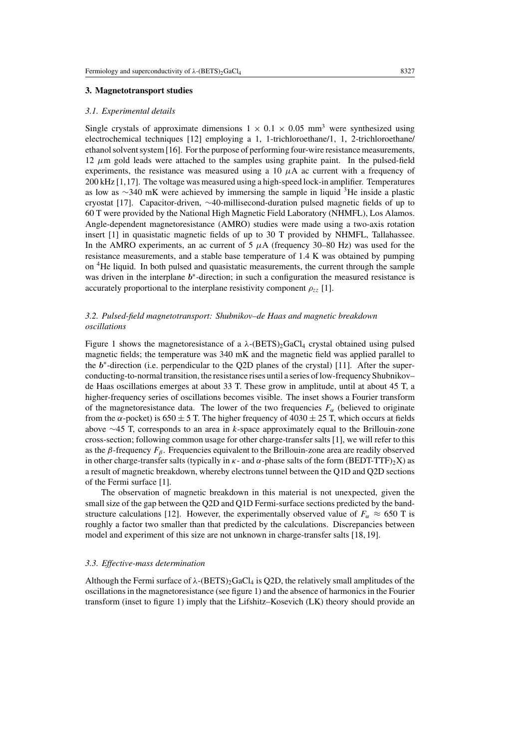## 3. Magnetotransport studies

### 3.1. Experimental details

Single crystals of approximate dimensions $1 \times 0.1 \times 0.05$ mm$^3$ were synthesized using electrochemical techniques [12] employing a 1, 1-trichloroethane/1, 1, 2-trichloroethane/ethanol solvent system [16]. For the purpose of performing four-wire resistance measurements, 12 $\mu$m gold leads were attached to the samples using graphite paint. In the pulsed-field experiments, the resistance was measured using a 10 $\mu$A ac current with a frequency of 200 kHz [1,17]. The voltage was measured using a high-speed lock-in amplifier. Temperatures as low as $\sim$340 mK were achieved by immersing the sample in liquid $^3$He inside a plastic cryostat [17]. Capacitor-driven, $\sim$40-millisecond-duration pulsed magnetic fields of up to 60 T were provided by the National High Magnetic Field Laboratory (NHMFL), Los Alamos. Angle-dependent magnetoresistance (AMRO) studies were made using a two-axis rotation insert [1] in quasistatic magnetic fields of up to 30 T provided by NHMFL, Tallahassee. In the AMRO experiments, an ac current of 5 $\mu$A (frequency 30–80 Hz) was used for the resistance measurements, and a stable base temperature of 1.4 K was obtained by pumping on $^4$He liquid. In both pulsed and quasistatic measurements, the current through the sample was driven in the interplane $\boldsymbol{b}^*$-direction; in such a configuration the measured resistance is accurately proportional to the interplane resistivity component $\rho_{zz}$ [1].

### 3.2. Pulsed-field magnetotransport: Shubnikov–de Haas and magnetic breakdown oscillations

Figure 1 shows the magnetoresistance of a $\lambda$-$(BETS)_2GaCl_4$ crystal obtained using pulsed magnetic fields; the temperature was 340 mK and the magnetic field was applied parallel to the $\boldsymbol{b}^*$-direction (i.e. perpendicular to the Q2D planes of the crystal) [11]. After the superconducting-to-normal transition, the resistance rises until a series of low-frequency Shubnikov–de Haas oscillations emerges at about 33 T. These grow in amplitude, until at about 45 T, a higher-frequency series of oscillations becomes visible. The inset shows a Fourier transform of the magnetoresistance data. The lower of the two frequencies $F_\alpha$ (believed to originate from the $\alpha$-pocket) is $650 \pm 5$ T. The higher frequency of $4030 \pm 25$ T, which occurs at fields above $\sim$45 T, corresponds to an area in $k$-space approximately equal to the Brillouin-zone cross-section; following common usage for other charge-transfer salts [1], we will refer to this as the $\beta$-frequency $F_\beta$. Frequencies equivalent to the Brillouin-zone area are readily observed in other charge-transfer salts (typically in $\kappa$- and $\alpha$-phase salts of the form $(BEDT\text{-}TTF)_2X$) as a result of magnetic breakdown, whereby electrons tunnel between the Q1D and Q2D sections of the Fermi surface [1].

The observation of magnetic breakdown in this material is not unexpected, given the small size of the gap between the Q2D and Q1D Fermi-surface sections predicted by the band-structure calculations [12]. However, the experimentally observed value of $F_\alpha \approx 650$ T is roughly a factor two smaller than that predicted by the calculations. Discrepancies between model and experiment of this size are not unknown in charge-transfer salts [18, 19].

### 3.3. Effective-mass determination

Although the Fermi surface of $\lambda$-$(BETS)_2GaCl_4$ is Q2D, the relatively small amplitudes of the oscillations in the magnetoresistance (see figure 1) and the absence of harmonics in the Fourier transform (inset to figure 1) imply that the Lifshitz–Kosevich (LK) theory should provide an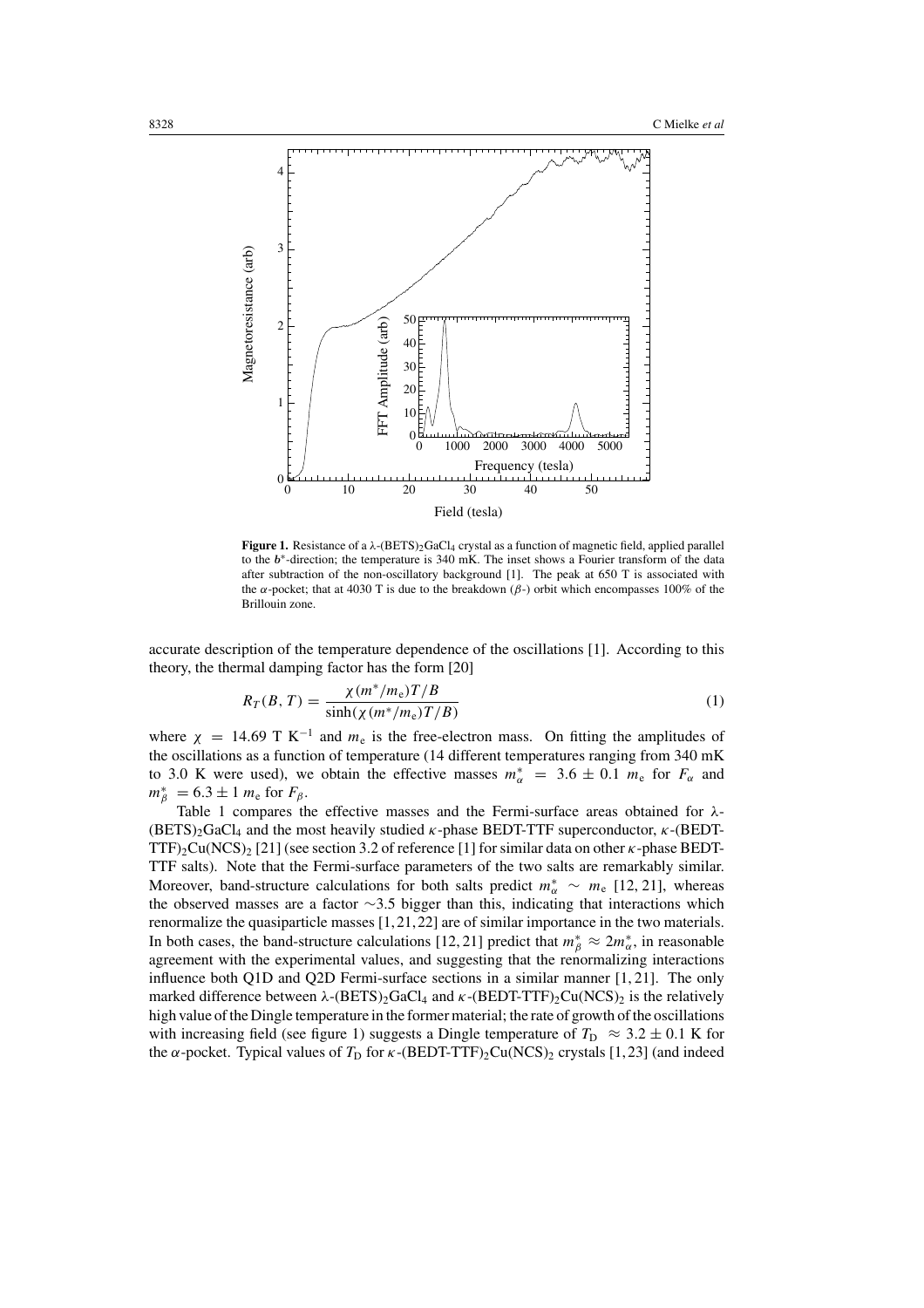**Figure 1.** Resistance of a λ-$(BETS)_2GaCl_4$ crystal as a function of magnetic field, applied parallel to the $b^*$-direction; the temperature is 340 mK. The inset shows a Fourier transform of the data after subtraction of the non-oscillatory background [1]. The peak at 650 T is associated with the $\alpha$-pocket; that at 4030 T is due to the breakdown ($\beta$-) orbit which encompasses 100% of the Brillouin zone.

accurate description of the temperature dependence of the oscillations [1]. According to this theory, the thermal damping factor has the form [20]

$$R_T(B,T) = \frac{\chi(m^*/m_e)T/B}{\sinh(\chi(m^*/m_e)T/B)} \tag{1}$$

where $\chi = 14.69$ T $K^{-1}$ and $m_e$ is the free-electron mass. On fitting the amplitudes of the oscillations as a function of temperature (14 different temperatures ranging from 340 mK to 3.0 K were used), we obtain the effective masses $m^*_\alpha = 3.6 \pm 0.1\ m_e$ for $F_\alpha$ and $m^*_\beta = 6.3 \pm 1\ m_e$ for $F_\beta$.

Table 1 compares the effective masses and the Fermi-surface areas obtained for λ-$(BETS)_2GaCl_4$ and the most heavily studied $\kappa$-phase BEDT-TTF superconductor, $\kappa$-$(BEDT\text{-}TTF)_2Cu(NCS)_2$ [21] (see section 3.2 of reference [1] for similar data on other $\kappa$-phase BEDT-TTF salts). Note that the Fermi-surface parameters of the two salts are remarkably similar. Moreover, band-structure calculations for both salts predict $m^*_\alpha \sim m_e$ [12, 21], whereas the observed masses are a factor ∼3.5 bigger than this, indicating that interactions which renormalize the quasiparticle masses [1, 21, 22] are of similar importance in the two materials. In both cases, the band-structure calculations [12, 21] predict that $m^*_\beta \approx 2m^*_\alpha$, in reasonable agreement with the experimental values, and suggesting that the renormalizing interactions influence both Q1D and Q2D Fermi-surface sections in a similar manner [1, 21]. The only marked difference between λ-$(BETS)_2GaCl_4$ and $\kappa$-$(BEDT\text{-}TTF)_2Cu(NCS)_2$ is the relatively high value of the Dingle temperature in the former material; the rate of growth of the oscillations with increasing field (see figure 1) suggests a Dingle temperature of $T_D \approx 3.2 \pm 0.1$ K for the $\alpha$-pocket. Typical values of $T_D$ for $\kappa$-$(BEDT\text{-}TTF)_2Cu(NCS)_2$ crystals [1, 23] (and indeed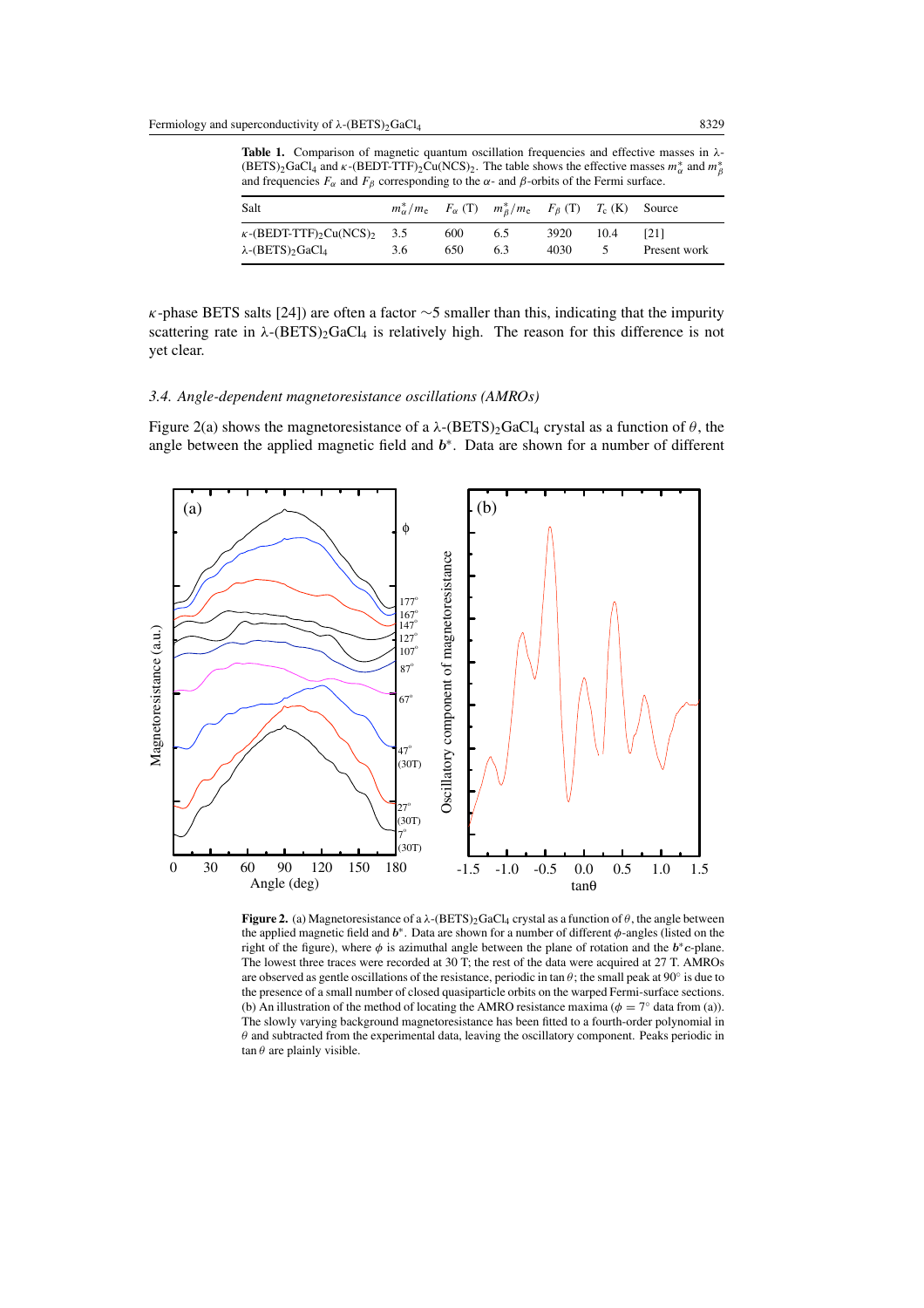**Table 1.** Comparison of magnetic quantum oscillation frequencies and effective masses in λ-$(BETS)_2GaCl_4$ and κ-(BEDT-TTF)$_2$Cu(NCS)$_2$. The table shows the effective masses $m^*_\alpha$ and $m^*_\beta$ and frequencies $F_\alpha$ and $F_\beta$ corresponding to the α- and β-orbits of the Fermi surface.

| Salt | $m^*_\alpha/m_e$ | $F_\alpha$ (T) | $m^*_\beta/m_e$ | $F_\beta$ (T) | $T_c$ (K) | Source |
|---|---|---|---|---|---|---|
| κ-(BEDT-TTF)$_2$Cu(NCS)$_2$ | 3.5 | 600 | 6.5 | 3920 | 10.4 | [21] |
| λ-$(BETS)_2GaCl_4$ | 3.6 | 650 | 6.3 | 4030 | 5 | Present work |

κ-phase BETS salts [24]) are often a factor ∼5 smaller than this, indicating that the impurity scattering rate in λ-$(BETS)_2GaCl_4$ is relatively high. The reason for this difference is not yet clear.

### 3.4. Angle-dependent magnetoresistance oscillations (AMROs)

Figure 2(a) shows the magnetoresistance of a λ-$(BETS)_2GaCl_4$ crystal as a function of $\theta$, the angle between the applied magnetic field and $\boldsymbol{b}^*$. Data are shown for a number of different

**Figure 2.** (a) Magnetoresistance of a λ-$(BETS)_2GaCl_4$ crystal as a function of $\theta$, the angle between the applied magnetic field and $\boldsymbol{b}^*$. Data are shown for a number of different $\phi$-angles (listed on the right of the figure), where $\phi$ is azimuthal angle between the plane of rotation and the $\boldsymbol{b}^*\boldsymbol{c}$-plane. The lowest three traces were recorded at 30 T; the rest of the data were acquired at 27 T. AMROs are observed as gentle oscillations of the resistance, periodic in $\tan\theta$; the small peak at 90° is due to the presence of a small number of closed quasiparticle orbits on the warped Fermi-surface sections. (b) An illustration of the method of locating the AMRO resistance maxima ($\phi = 7°$ data from (a)). The slowly varying background magnetoresistance has been fitted to a fourth-order polynomial in $\theta$ and subtracted from the experimental data, leaving the oscillatory component. Peaks periodic in $\tan\theta$ are plainly visible.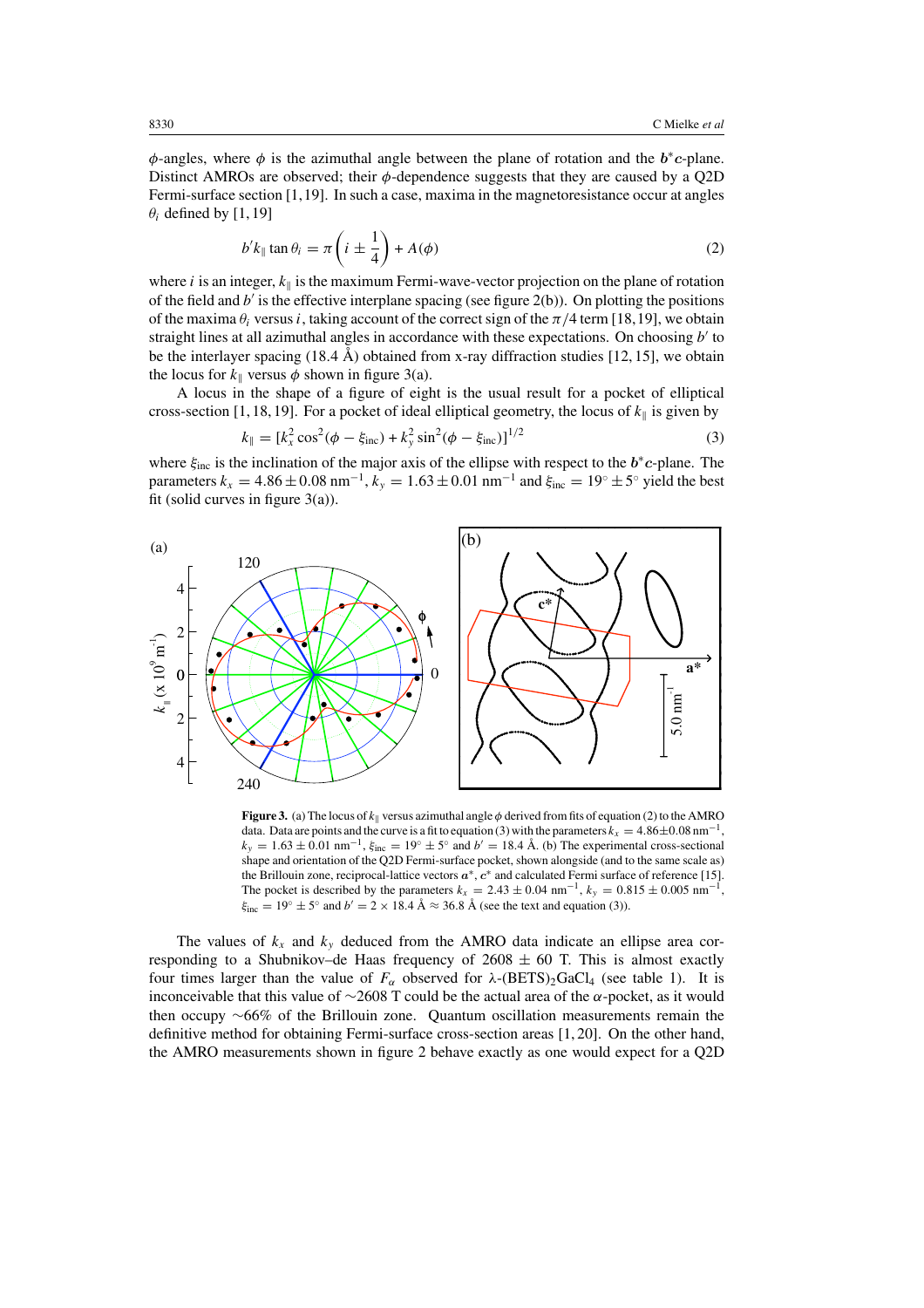$\phi$-angles, where $\phi$ is the azimuthal angle between the plane of rotation and the $\boldsymbol{b}^*\boldsymbol{c}$-plane. Distinct AMROs are observed; their $\phi$-dependence suggests that they are caused by a Q2D Fermi-surface section [1, 19]. In such a case, maxima in the magnetoresistance occur at angles $\theta_i$ defined by [1, 19]

$$b' k_{\|} \tan \theta_i = \pi \left( i \pm \frac{1}{4} \right) + A(\phi) \tag{2}$$

where $i$ is an integer, $k_{\|}$ is the maximum Fermi-wave-vector projection on the plane of rotation of the field and $b'$ is the effective interplane spacing (see figure 2(b)). On plotting the positions of the maxima $\theta_i$ versus $i$, taking account of the correct sign of the $\pi/4$ term [18, 19], we obtain straight lines at all azimuthal angles in accordance with these expectations. On choosing $b'$ to be the interlayer spacing (18.4 Å) obtained from x-ray diffraction studies [12, 15], we obtain the locus for $k_{\|}$ versus $\phi$ shown in figure 3(a).

A locus in the shape of a figure of eight is the usual result for a pocket of elliptical cross-section [1, 18, 19]. For a pocket of ideal elliptical geometry, the locus of $k_{\|}$ is given by

$$k_{\|} = [k_x^2 \cos^2(\phi - \xi_{\rm inc}) + k_y^2 \sin^2(\phi - \xi_{\rm inc})]^{1/2} \tag{3}$$

where $\xi_{\rm inc}$ is the inclination of the major axis of the ellipse with respect to the $\boldsymbol{b}^*\boldsymbol{c}$-plane. The parameters $k_x = 4.86 \pm 0.08$ nm$^{-1}$, $k_y = 1.63 \pm 0.01$ nm$^{-1}$ and $\xi_{\rm inc} = 19^\circ \pm 5^\circ$ yield the best fit (solid curves in figure 3(a)).

**Figure 3.** (a) The locus of $k_{\|}$ versus azimuthal angle $\phi$ derived from fits of equation (2) to the AMRO data. Data are points and the curve is a fit to equation (3) with the parameters $k_x = 4.86 \pm 0.08$ nm$^{-1}$, $k_y = 1.63 \pm 0.01$ nm$^{-1}$, $\xi_{\rm inc} = 19^\circ \pm 5^\circ$ and $b' = 18.4$ Å. (b) The experimental cross-sectional shape and orientation of the Q2D Fermi-surface pocket, shown alongside (and to the same scale as) the Brillouin zone, reciprocal-lattice vectors $\boldsymbol{a}^*$, $\boldsymbol{c}^*$ and calculated Fermi surface of reference [15]. The pocket is described by the parameters $k_x = 2.43 \pm 0.04$ nm$^{-1}$, $k_y = 0.815 \pm 0.005$ nm$^{-1}$, $\xi_{\rm inc} = 19^\circ \pm 5^\circ$ and $b' = 2 \times 18.4$ Å $\approx 36.8$ Å (see the text and equation (3)).

The values of $k_x$ and $k_y$ deduced from the AMRO data indicate an ellipse area corresponding to a Shubnikov–de Haas frequency of $2608 \pm 60$ T. This is almost exactly four times larger than the value of $F_\alpha$ observed for λ-$(BETS)_2GaCl_4$ (see table 1). It is inconceivable that this value of ~2608 T could be the actual area of the $\alpha$-pocket, as it would then occupy ~66% of the Brillouin zone. Quantum oscillation measurements remain the definitive method for obtaining Fermi-surface cross-section areas [1, 20]. On the other hand, the AMRO measurements shown in figure 2 behave exactly as one would expect for a Q2D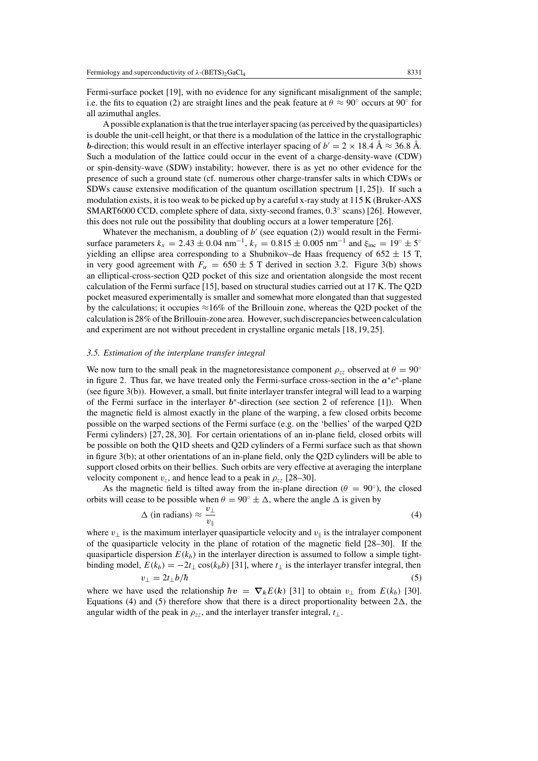Fermi-surface pocket [19], with no evidence for any significant misalignment of the sample; i.e. the fits to equation (2) are straight lines and the peak feature at $\theta \approx 90^\circ$ occurs at $90^\circ$ for all azimuthal angles.

A possible explanation is that the true interlayer spacing (as perceived by the quasiparticles) is double the unit-cell height, or that there is a modulation of the lattice in the crystallographic **b**-direction; this would result in an effective interlayer spacing of $b' = 2 \times 18.4$ Å $\approx 36.8$ Å. Such a modulation of the lattice could occur in the event of a charge-density-wave (CDW) or spin-density-wave (SDW) instability; however, there is as yet no other evidence for the presence of such a ground state (cf. numerous other charge-transfer salts in which CDWs or SDWs cause extensive modification of the quantum oscillation spectrum [1, 25]). If such a modulation exists, it is too weak to be picked up by a careful x-ray study at 115 K (Bruker-AXS SMART6000 CCD, complete sphere of data, sixty-second frames, $0.3^\circ$ scans) [26]. However, this does not rule out the possibility that doubling occurs at a lower temperature [26].

Whatever the mechanism, a doubling of $b'$ (see equation (2)) would result in the Fermi-surface parameters $k_x = 2.43 \pm 0.04$ nm$^{-1}$, $k_y = 0.815 \pm 0.005$ nm$^{-1}$ and $\xi_{\rm inc} = 19^\circ \pm 5^\circ$ yielding an ellipse area corresponding to a Shubnikov–de Haas frequency of $652 \pm 15$ T, in very good agreement with $F_\alpha = 650 \pm 5$ T derived in section 3.2. Figure 3(b) shows an elliptical-cross-section Q2D pocket of this size and orientation alongside the most recent calculation of the Fermi surface [15], based on structural studies carried out at 17 K. The Q2D pocket measured experimentally is smaller and somewhat more elongated than that suggested by the calculations; it occupies $\approx$16% of the Brillouin zone, whereas the Q2D pocket of the calculation is 28% of the Brillouin-zone area. However, such discrepancies between calculation and experiment are not without precedent in crystalline organic metals [18, 19, 25].

### *3.5. Estimation of the interplane transfer integral*

We now turn to the small peak in the magnetoresistance component $\rho_{zz}$ observed at $\theta = 90^\circ$ in figure 2. Thus far, we have treated only the Fermi-surface cross-section in the $\boldsymbol{a}^*\boldsymbol{c}^*$-plane (see figure 3(b)). However, a small, but finite interlayer transfer integral will lead to a warping of the Fermi surface in the interlayer $\boldsymbol{b}^*$-direction (see section 2 of reference [1]). When the magnetic field is almost exactly in the plane of the warping, a few closed orbits become possible on the warped sections of the Fermi surface (e.g. on the 'bellies' of the warped Q2D Fermi cylinders) [27, 28, 30]. For certain orientations of an in-plane field, closed orbits will be possible on both the Q1D sheets and Q2D cylinders of a Fermi surface such as that shown in figure 3(b); at other orientations of an in-plane field, only the Q2D cylinders will be able to support closed orbits on their bellies. Such orbits are very effective at averaging the interplane velocity component $v_z$, and hence lead to a peak in $\rho_{zz}$ [28–30].

As the magnetic field is tilted away from the in-plane direction ($\theta = 90^\circ$), the closed orbits will cease to be possible when $\theta = 90^\circ \pm \Delta$, where the angle $\Delta$ is given by

$$\Delta \text{ (in radians)} \approx \frac{v_\perp}{v_\parallel} \tag{4}$$

where $v_\perp$ is the maximum interlayer quasiparticle velocity and $v_\parallel$ is the intralayer component of the quasiparticle velocity in the plane of rotation of the magnetic field [28–30]. If the quasiparticle dispersion $E(k_b)$ in the interlayer direction is assumed to follow a simple tight-binding model, $E(k_b) = -2t_\perp \cos(k_b b)$ [31], where $t_\perp$ is the interlayer transfer integral, then

$$v_\perp = 2t_\perp b/\hbar \tag{5}$$

where we have used the relationship $\hbar \boldsymbol{v} = \boldsymbol{\nabla}_{\boldsymbol{k}} E(\boldsymbol{k})$ [31] to obtain $v_\perp$ from $E(k_b)$ [30]. Equations (4) and (5) therefore show that there is a direct proportionality between $2\Delta$, the angular width of the peak in $\rho_{zz}$, and the interlayer transfer integral, $t_\perp$.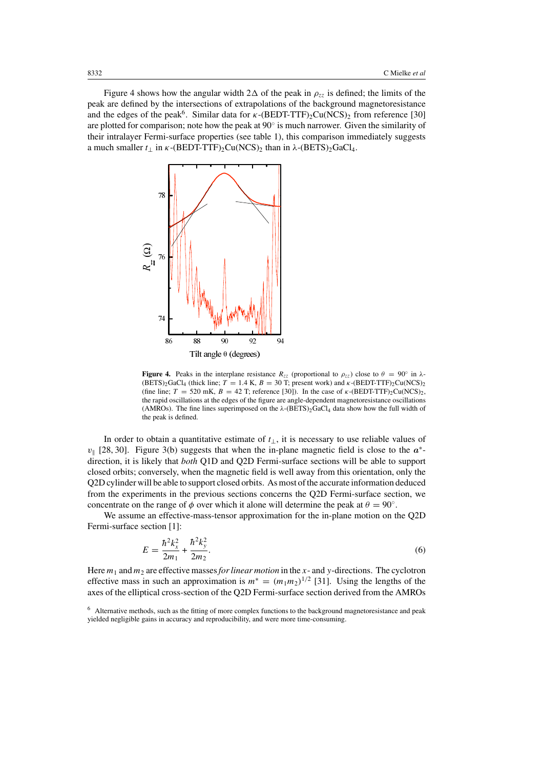Figure 4 shows how the angular width $2\Delta$ of the peak in $\rho_{zz}$ is defined; the limits of the peak are defined by the intersections of extrapolations of the background magnetoresistance and the edges of the peak[6]. Similar data for $\kappa$-(BEDT-TTF)$_2$Cu(NCS)$_2$ from reference [30] are plotted for comparison; note how the peak at 90° is much narrower. Given the similarity of their intralayer Fermi-surface properties (see table 1), this comparison immediately suggests a much smaller $t_\perp$ in $\kappa$-(BEDT-TTF)$_2$Cu(NCS)$_2$ than in $\lambda$-(BETS)$_2$GaCl$_4$.

**Figure 4.** Peaks in the interplane resistance $R_{zz}$ (proportional to $\rho_{zz}$) close to $\theta = 90°$ in $\lambda$-(BETS)$_2$GaCl$_4$ (thick line; $T = 1.4$ K, $B = 30$ T; present work) and $\kappa$-(BEDT-TTF)$_2$Cu(NCS)$_2$ (fine line; $T = 520$ mK, $B = 42$ T; reference [30]). In the case of $\kappa$-(BEDT-TTF)$_2$Cu(NCS)$_2$, the rapid oscillations at the edges of the figure are angle-dependent magnetoresistance oscillations (AMROs). The fine lines superimposed on the $\lambda$-(BETS)$_2$GaCl$_4$ data show how the full width of the peak is defined.

In order to obtain a quantitative estimate of $t_\perp$, it is necessary to use reliable values of $v_\parallel$ [28, 30]. Figure 3(b) suggests that when the in-plane magnetic field is close to the $\boldsymbol{a}^*$-direction, it is likely that *both* Q1D and Q2D Fermi-surface sections will be able to support closed orbits; conversely, when the magnetic field is well away from this orientation, only the Q2D cylinder will be able to support closed orbits. As most of the accurate information deduced from the experiments in the previous sections concerns the Q2D Fermi-surface section, we concentrate on the range of $\phi$ over which it alone will determine the peak at $\theta = 90°$.

We assume an effective-mass-tensor approximation for the in-plane motion on the Q2D Fermi-surface section [1]:

$$E = \frac{\hbar^2 k_x^2}{2m_1} + \frac{\hbar^2 k_y^2}{2m_2}. \tag{6}$$

Here $m_1$ and $m_2$ are effective masses *for linear motion* in the $x$- and $y$-directions. The cyclotron effective mass in such an approximation is $m^* = (m_1 m_2)^{1/2}$ [31]. Using the lengths of the axes of the elliptical cross-section of the Q2D Fermi-surface section derived from the AMROs

[6] Alternative methods, such as the fitting of more complex functions to the background magnetoresistance and peak yielded negligible gains in accuracy and reproducibility, and were more time-consuming.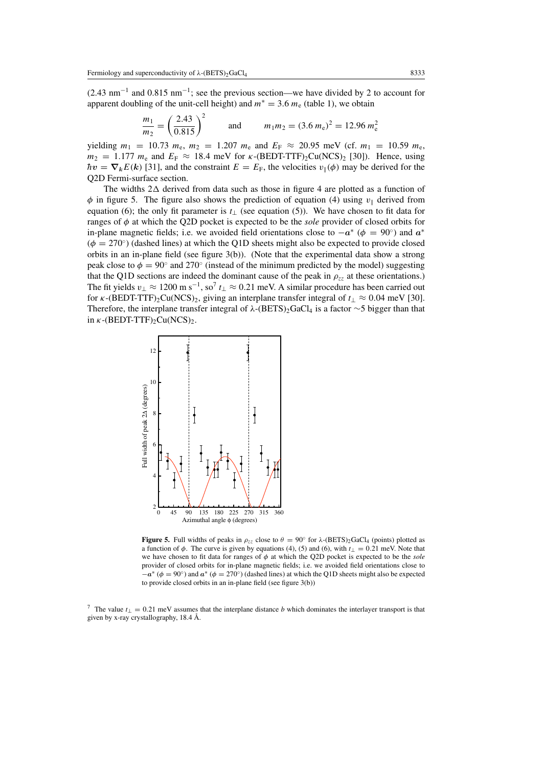(2.43 nm$^{-1}$ and 0.815 nm$^{-1}$; see the previous section—we have divided by 2 to account for apparent doubling of the unit-cell height) and $m^* = 3.6\, m_e$ (table 1), we obtain

$$\frac{m_1}{m_2} = \left(\frac{2.43}{0.815}\right)^2 \qquad \text{and} \qquad m_1 m_2 = (3.6\, m_e)^2 = 12.96\, m_e^2$$

yielding $m_1 = 10.73\, m_e$, $m_2 = 1.207\, m_e$ and $E_F \approx 20.95$ meV (cf. $m_1 = 10.59\, m_e$, $m_2 = 1.177\, m_e$ and $E_F \approx 18.4$ meV for $\kappa$-(BEDT-TTF)$_2$Cu(NCS)$_2$ [30]). Hence, using $\hbar \boldsymbol{v} = \boldsymbol{\nabla}_{\boldsymbol{k}} E(\boldsymbol{k})$ [31], and the constraint $E = E_F$, the velocities $v_\parallel(\phi)$ may be derived for the Q2D Fermi-surface section.

The widths $2\Delta$ derived from data such as those in figure 4 are plotted as a function of $\phi$ in figure 5. The figure also shows the prediction of equation (4) using $v_\parallel$ derived from equation (6); the only fit parameter is $t_\perp$ (see equation (5)). We have chosen to fit data for ranges of $\phi$ at which the Q2D pocket is expected to be the *sole* provider of closed orbits for in-plane magnetic fields; i.e. we avoided field orientations close to $-\boldsymbol{a}^*$ ($\phi = 90°$) and $\boldsymbol{a}^*$ ($\phi = 270°$) (dashed lines) at which the Q1D sheets might also be expected to provide closed orbits in an in-plane field (see figure 3(b)). (Note that the experimental data show a strong peak close to $\phi = 90°$ and 270° (instead of the minimum predicted by the model) suggesting that the Q1D sections are indeed the dominant cause of the peak in $\rho_{zz}$ at these orientations.) The fit yields $v_\perp \approx 1200$ m s$^{-1}$, so[7] $t_\perp \approx 0.21$ meV. A similar procedure has been carried out for $\kappa$-(BEDT-TTF)$_2$Cu(NCS)$_2$, giving an interplane transfer integral of $t_\perp \approx 0.04$ meV [30]. Therefore, the interplane transfer integral of λ-(BETS)$_2$GaCl$_4$ is a factor ~5 bigger than that in $\kappa$-(BEDT-TTF)$_2$Cu(NCS)$_2$.

**Figure 5.** Full widths of peaks in $\rho_{zz}$ close to $\theta = 90°$ for λ-(BETS)$_2$GaCl$_4$ (points) plotted as a function of $\phi$. The curve is given by equations (4), (5) and (6), with $t_\perp = 0.21$ meV. Note that we have chosen to fit data for ranges of $\phi$ at which the Q2D pocket is expected to be the *sole* provider of closed orbits for in-plane magnetic fields; i.e. we avoided field orientations close to $-\boldsymbol{a}^*$ ($\phi = 90°$) and $\boldsymbol{a}^*$ ($\phi = 270°$) (dashed lines) at which the Q1D sheets might also be expected to provide closed orbits in an in-plane field (see figure 3(b))

[7] The value $t_\perp = 0.21$ meV assumes that the interplane distance $b$ which dominates the interlayer transport is that given by x-ray crystallography, 18.4 Å.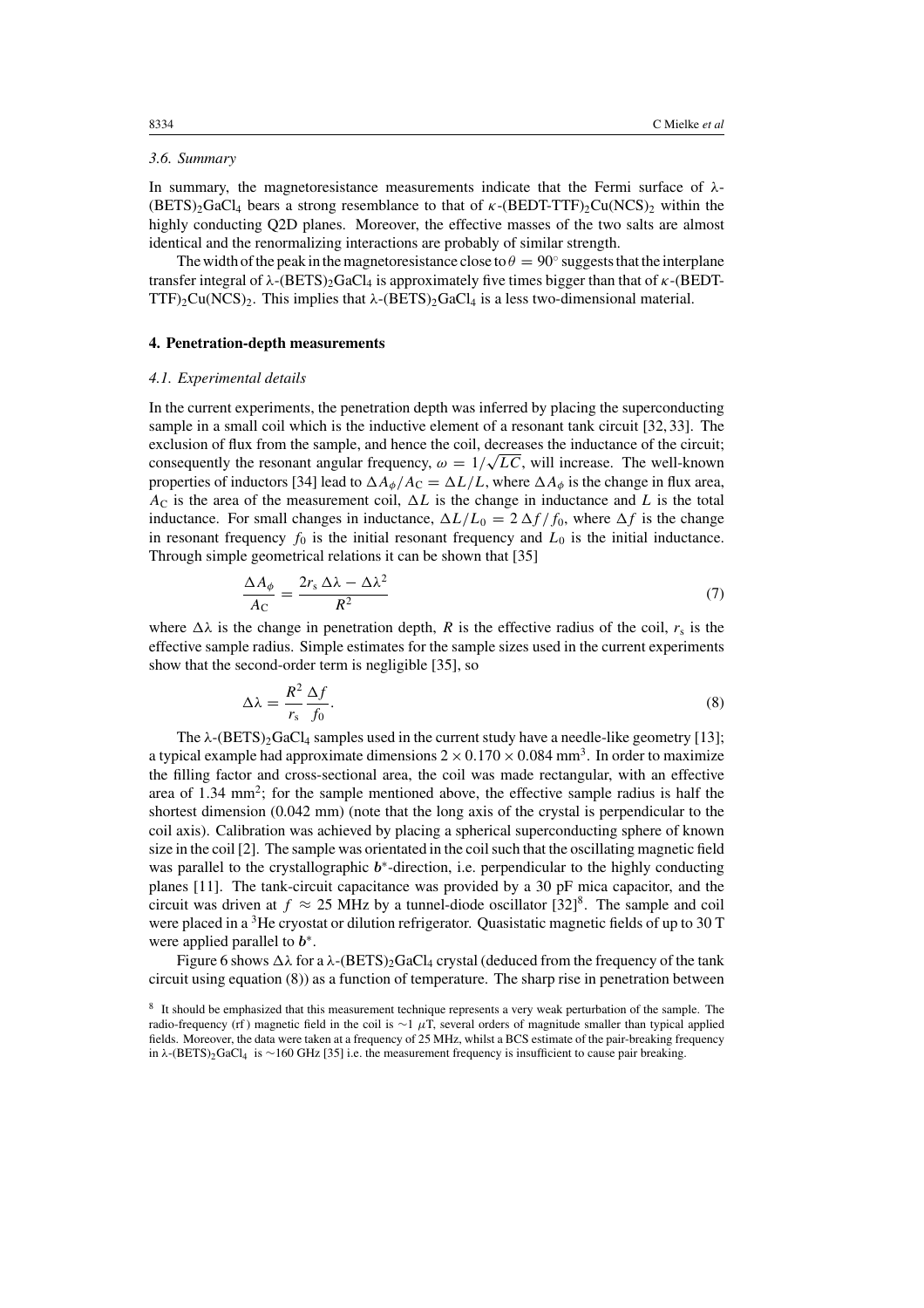### 3.6. Summary

In summary, the magnetoresistance measurements indicate that the Fermi surface of λ-$(BETS)_2GaCl_4$ bears a strong resemblance to that of κ-$(BEDT\text{-}TTF)_2Cu(NCS)_2$ within the highly conducting Q2D planes. Moreover, the effective masses of the two salts are almost identical and the renormalizing interactions are probably of similar strength.

The width of the peak in the magnetoresistance close to $\theta = 90°$ suggests that the interplane transfer integral of λ-$(BETS)_2GaCl_4$ is approximately five times bigger than that of κ-$(BEDT\text{-}TTF)_2Cu(NCS)_2$. This implies that λ-$(BETS)_2GaCl_4$ is a less two-dimensional material.

## 4. Penetration-depth measurements

### 4.1. Experimental details

In the current experiments, the penetration depth was inferred by placing the superconducting sample in a small coil which is the inductive element of a resonant tank circuit [32, 33]. The exclusion of flux from the sample, and hence the coil, decreases the inductance of the circuit; consequently the resonant angular frequency, $\omega = 1/\sqrt{LC}$, will increase. The well-known properties of inductors [34] lead to $\Delta A_\phi / A_C = \Delta L / L$, where $\Delta A_\phi$ is the change in flux area, $A_C$ is the area of the measurement coil, $\Delta L$ is the change in inductance and $L$ is the total inductance. For small changes in inductance, $\Delta L / L_0 = 2\,\Delta f / f_0$, where $\Delta f$ is the change in resonant frequency $f_0$ is the initial resonant frequency and $L_0$ is the initial inductance. Through simple geometrical relations it can be shown that [35]

$$\frac{\Delta A_\phi}{A_C} = \frac{2r_s\,\Delta\lambda - \Delta\lambda^2}{R^2} \tag{7}$$

where $\Delta\lambda$ is the change in penetration depth, $R$ is the effective radius of the coil, $r_s$ is the effective sample radius. Simple estimates for the sample sizes used in the current experiments show that the second-order term is negligible [35], so

$$\Delta\lambda = \frac{R^2}{r_s}\frac{\Delta f}{f_0}. \tag{8}$$

The λ-$(BETS)_2GaCl_4$ samples used in the current study have a needle-like geometry [13]; a typical example had approximate dimensions $2 \times 0.170 \times 0.084$ mm$^3$. In order to maximize the filling factor and cross-sectional area, the coil was made rectangular, with an effective area of 1.34 mm$^2$; for the sample mentioned above, the effective sample radius is half the shortest dimension (0.042 mm) (note that the long axis of the crystal is perpendicular to the coil axis). Calibration was achieved by placing a spherical superconducting sphere of known size in the coil [2]. The sample was orientated in the coil such that the oscillating magnetic field was parallel to the crystallographic $\boldsymbol{b}^*$-direction, i.e. perpendicular to the highly conducting planes [11]. The tank-circuit capacitance was provided by a 30 pF mica capacitor, and the circuit was driven at $f \approx 25$ MHz by a tunnel-diode oscillator [32][8]. The sample and coil were placed in a $^3$He cryostat or dilution refrigerator. Quasistatic magnetic fields of up to 30 T were applied parallel to $\boldsymbol{b}^*$.

Figure 6 shows $\Delta\lambda$ for a λ-$(BETS)_2GaCl_4$ crystal (deduced from the frequency of the tank circuit using equation (8)) as a function of temperature. The sharp rise in penetration between

[8] It should be emphasized that this measurement technique represents a very weak perturbation of the sample. The radio-frequency (rf) magnetic field in the coil is $\sim 1\ \mu$T, several orders of magnitude smaller than typical applied fields. Moreover, the data were taken at a frequency of 25 MHz, whilst a BCS estimate of the pair-breaking frequency in λ-$(BETS)_2GaCl_4$ is $\sim$160 GHz [35] i.e. the measurement frequency is insufficient to cause pair breaking.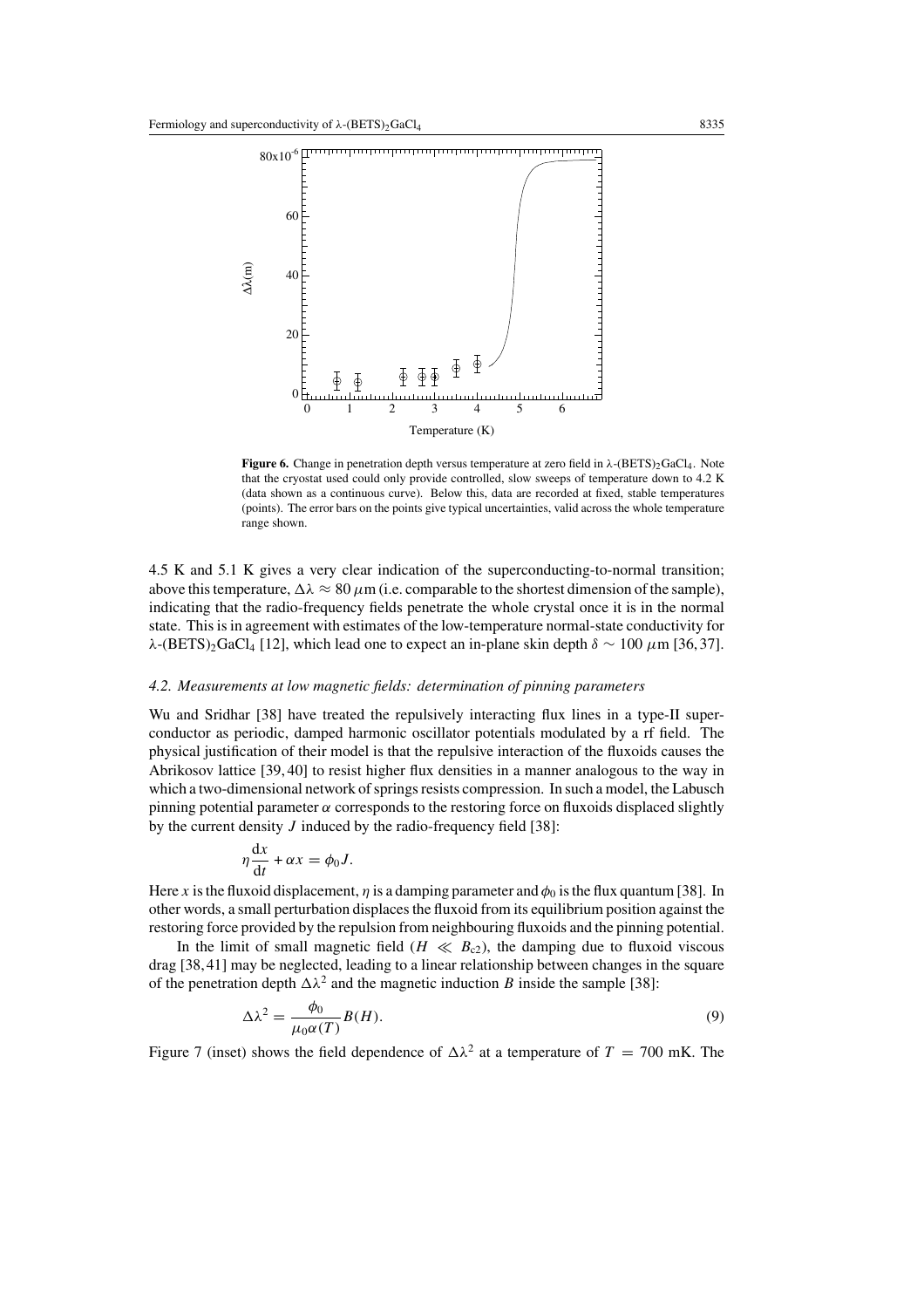**Figure 6.** Change in penetration depth versus temperature at zero field in λ-$(BETS)_2GaCl_4$. Note that the cryostat used could only provide controlled, slow sweeps of temperature down to 4.2 K (data shown as a continuous curve). Below this, data are recorded at fixed, stable temperatures (points). The error bars on the points give typical uncertainties, valid across the whole temperature range shown.

4.5 K and 5.1 K gives a very clear indication of the superconducting-to-normal transition; above this temperature, $\Delta\lambda \approx 80\ \mu$m (i.e. comparable to the shortest dimension of the sample), indicating that the radio-frequency fields penetrate the whole crystal once it is in the normal state. This is in agreement with estimates of the low-temperature normal-state conductivity for λ-$(BETS)_2GaCl_4$ [12], which lead one to expect an in-plane skin depth $\delta \sim 100\ \mu$m [36, 37].

### *4.2. Measurements at low magnetic fields: determination of pinning parameters*

Wu and Sridhar [38] have treated the repulsively interacting flux lines in a type-II superconductor as periodic, damped harmonic oscillator potentials modulated by a rf field. The physical justification of their model is that the repulsive interaction of the fluxoids causes the Abrikosov lattice [39, 40] to resist higher flux densities in a manner analogous to the way in which a two-dimensional network of springs resists compression. In such a model, the Labusch pinning potential parameter $\alpha$ corresponds to the restoring force on fluxoids displaced slightly by the current density $J$ induced by the radio-frequency field [38]:

$$\eta \frac{\mathrm{d}x}{\mathrm{d}t} + \alpha x = \phi_0 J.$$

Here $x$ is the fluxoid displacement, $\eta$ is a damping parameter and $\phi_0$ is the flux quantum [38]. In other words, a small perturbation displaces the fluxoid from its equilibrium position against the restoring force provided by the repulsion from neighbouring fluxoids and the pinning potential.

In the limit of small magnetic field ($H \ll B_{c2}$), the damping due to fluxoid viscous drag [38, 41] may be neglected, leading to a linear relationship between changes in the square of the penetration depth $\Delta\lambda^2$ and the magnetic induction $B$ inside the sample [38]:

$$\Delta\lambda^2 = \frac{\phi_0}{\mu_0 \alpha(T)} B(H). \tag{9}$$

Figure 7 (inset) shows the field dependence of $\Delta\lambda^2$ at a temperature of $T = 700$ mK. The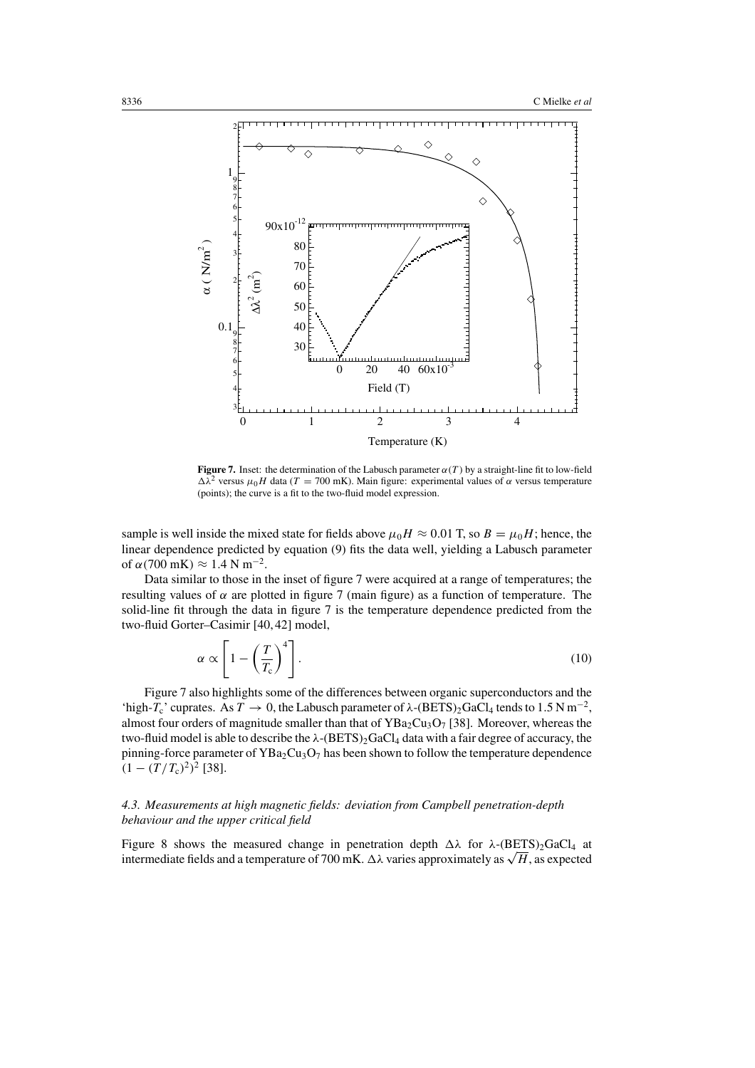**Figure 7.** Inset: the determination of the Labusch parameter $\alpha(T)$ by a straight-line fit to low-field $\Delta\lambda^2$ versus $\mu_0 H$ data ($T = 700$ mK). Main figure: experimental values of $\alpha$ versus temperature (points); the curve is a fit to the two-fluid model expression.

sample is well inside the mixed state for fields above $\mu_0 H \approx 0.01$ T, so $B = \mu_0 H$; hence, the linear dependence predicted by equation (9) fits the data well, yielding a Labusch parameter of $\alpha(700\ \text{mK}) \approx 1.4\ \text{N m}^{-2}$.

Data similar to those in the inset of figure 7 were acquired at a range of temperatures; the resulting values of $\alpha$ are plotted in figure 7 (main figure) as a function of temperature. The solid-line fit through the data in figure 7 is the temperature dependence predicted from the two-fluid Gorter–Casimir [40, 42] model,

$$\alpha \propto \left[1 - \left(\frac{T}{T_c}\right)^4\right]. \tag{10}$$

Figure 7 also highlights some of the differences between organic superconductors and the 'high-$T_c$' cuprates. As $T \to 0$, the Labusch parameter of λ-$(BETS)_2GaCl_4$ tends to $1.5\ \text{N m}^{-2}$, almost four orders of magnitude smaller than that of $YBa_2Cu_3O_7$ [38]. Moreover, whereas the two-fluid model is able to describe the λ-$(BETS)_2GaCl_4$ data with a fair degree of accuracy, the pinning-force parameter of $YBa_2Cu_3O_7$ has been shown to follow the temperature dependence $(1 - (T/T_c)^2)^2$ [38].

### *4.3. Measurements at high magnetic fields: deviation from Campbell penetration-depth behaviour and the upper critical field*

Figure 8 shows the measured change in penetration depth $\Delta\lambda$ for λ-$(BETS)_2GaCl_4$ at intermediate fields and a temperature of 700 mK. $\Delta\lambda$ varies approximately as $\sqrt{H}$, as expected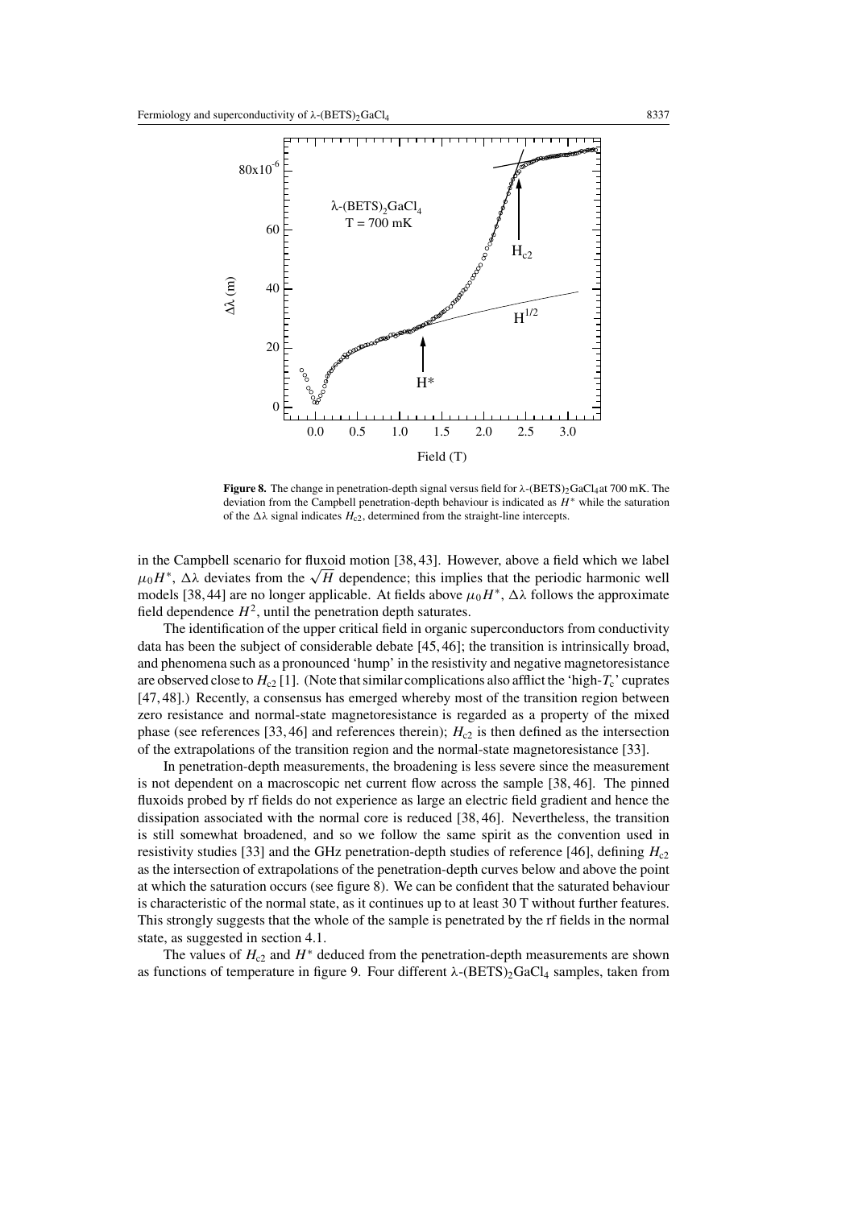**Figure 8.** The change in penetration-depth signal versus field for λ-$(BETS)_2GaCl_4$ at 700 mK. The deviation from the Campbell penetration-depth behaviour is indicated as $H^*$ while the saturation of the $\Delta\lambda$ signal indicates $H_{c2}$, determined from the straight-line intercepts.

in the Campbell scenario for fluxoid motion [38, 43]. However, above a field which we label $\mu_0 H^*$, $\Delta\lambda$ deviates from the $\sqrt{H}$ dependence; this implies that the periodic harmonic well models [38, 44] are no longer applicable. At fields above $\mu_0 H^*$, $\Delta\lambda$ follows the approximate field dependence $H^2$, until the penetration depth saturates.

The identification of the upper critical field in organic superconductors from conductivity data has been the subject of considerable debate [45, 46]; the transition is intrinsically broad, and phenomena such as a pronounced 'hump' in the resistivity and negative magnetoresistance are observed close to $H_{c2}$ [1]. (Note that similar complications also afflict the 'high-$T_c$' cuprates [47, 48].) Recently, a consensus has emerged whereby most of the transition region between zero resistance and normal-state magnetoresistance is regarded as a property of the mixed phase (see references [33, 46] and references therein); $H_{c2}$ is then defined as the intersection of the extrapolations of the transition region and the normal-state magnetoresistance [33].

In penetration-depth measurements, the broadening is less severe since the measurement is not dependent on a macroscopic net current flow across the sample [38, 46]. The pinned fluxoids probed by rf fields do not experience as large an electric field gradient and hence the dissipation associated with the normal core is reduced [38, 46]. Nevertheless, the transition is still somewhat broadened, and so we follow the same spirit as the convention used in resistivity studies [33] and the GHz penetration-depth studies of reference [46], defining $H_{c2}$ as the intersection of extrapolations of the penetration-depth curves below and above the point at which the saturation occurs (see figure 8). We can be confident that the saturated behaviour is characteristic of the normal state, as it continues up to at least 30 T without further features. This strongly suggests that the whole of the sample is penetrated by the rf fields in the normal state, as suggested in section 4.1.

The values of $H_{c2}$ and $H^*$ deduced from the penetration-depth measurements are shown as functions of temperature in figure 9. Four different λ-$(BETS)_2GaCl_4$ samples, taken from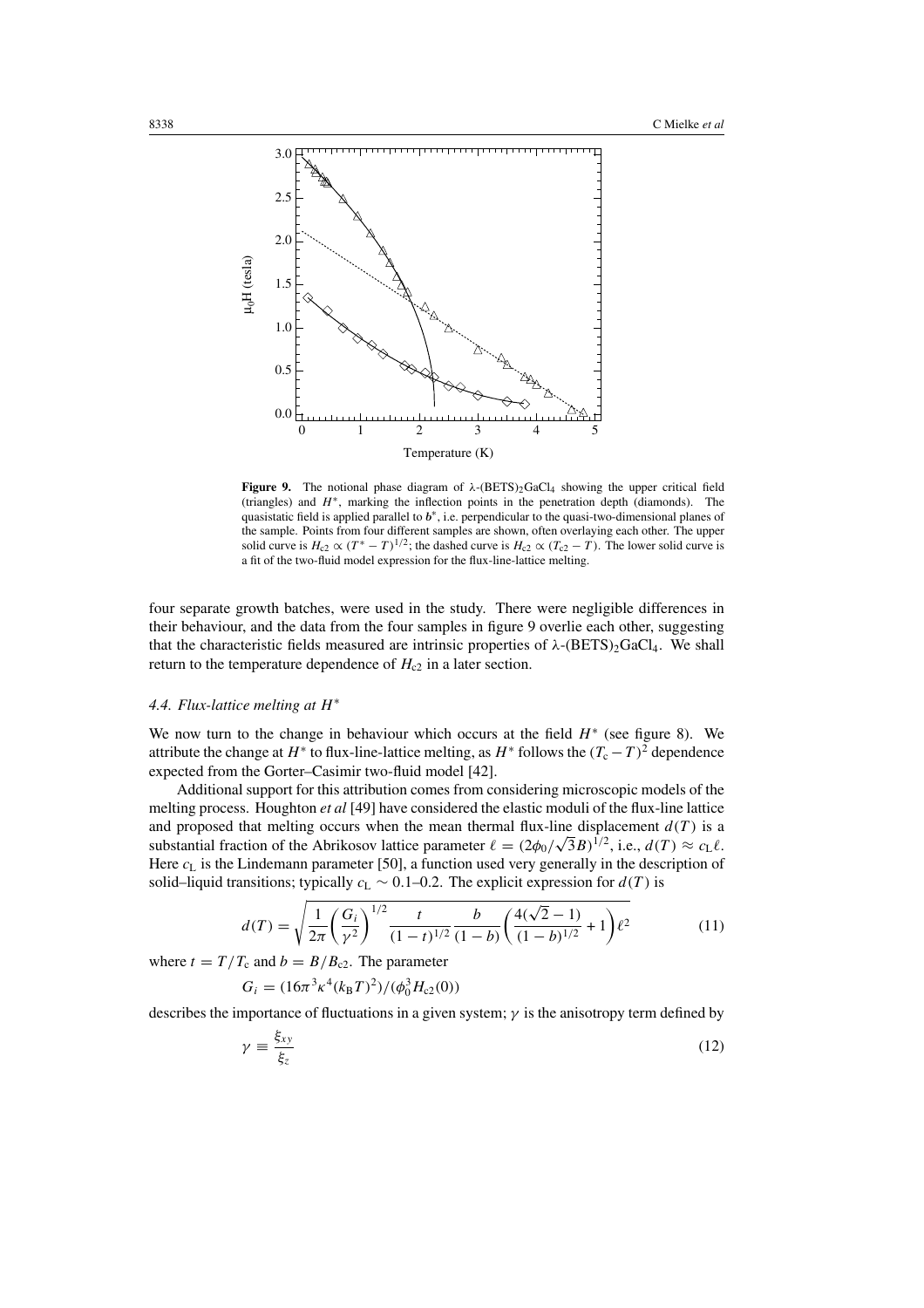**Figure 9.** The notional phase diagram of λ-$(BETS)_2GaCl_4$ showing the upper critical field (triangles) and $H^*$, marking the inflection points in the penetration depth (diamonds). The quasistatic field is applied parallel to $b^*$, i.e. perpendicular to the quasi-two-dimensional planes of the sample. Points from four different samples are shown, often overlaying each other. The upper solid curve is $H_{c2} \propto (T^* - T)^{1/2}$; the dashed curve is $H_{c2} \propto (T_{c2} - T)$. The lower solid curve is a fit of the two-fluid model expression for the flux-line-lattice melting.

four separate growth batches, were used in the study. There were negligible differences in their behaviour, and the data from the four samples in figure 9 overlie each other, suggesting that the characteristic fields measured are intrinsic properties of λ-$(BETS)_2GaCl_4$. We shall return to the temperature dependence of $H_{c2}$ in a later section.

### *4.4. Flux-lattice melting at $H^*$*

We now turn to the change in behaviour which occurs at the field $H^*$ (see figure 8). We attribute the change at $H^*$ to flux-line-lattice melting, as $H^*$ follows the $(T_c - T)^2$ dependence expected from the Gorter–Casimir two-fluid model [42].

Additional support for this attribution comes from considering microscopic models of the melting process. Houghton *et al* [49] have considered the elastic moduli of the flux-line lattice and proposed that melting occurs when the mean thermal flux-line displacement $d(T)$ is a substantial fraction of the Abrikosov lattice parameter $\ell = (2\phi_0/\sqrt{3}B)^{1/2}$, i.e., $d(T) \approx c_L \ell$. Here $c_L$ is the Lindemann parameter [50], a function used very generally in the description of solid–liquid transitions; typically $c_L \sim 0.1$–$0.2$. The explicit expression for $d(T)$ is

$$d(T) = \sqrt{\frac{1}{2\pi}\left(\frac{G_i}{\gamma^2}\right)^{1/2} \frac{t}{(1-t)^{1/2}} \frac{b}{(1-b)} \left(\frac{4(\sqrt{2}-1)}{(1-b)^{1/2}} + 1\right) \ell^2} \tag{11}$$

where $t = T/T_c$ and $b = B/B_{c2}$. The parameter

$$G_i = (16\pi^3 \kappa^4 (k_B T)^2)/(\phi_0^3 H_{c2}(0))$$

describes the importance of fluctuations in a given system; $\gamma$ is the anisotropy term defined by

$$\gamma \equiv \frac{\xi_{xy}}{\xi_z} \tag{12}$$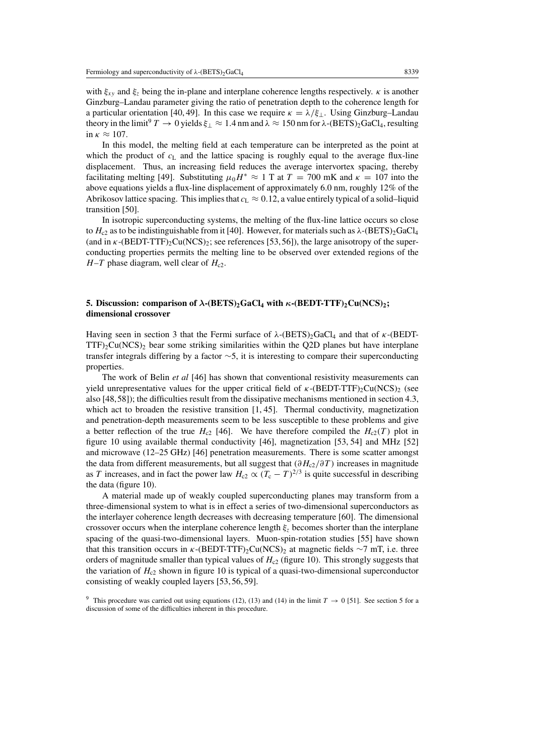with $\xi_{xy}$ and $\xi_z$ being the in-plane and interplane coherence lengths respectively. $\kappa$ is another Ginzburg–Landau parameter giving the ratio of penetration depth to the coherence length for a particular orientation [40, 49]. In this case we require $\kappa = \lambda/\xi_{\perp}$. Using Ginzburg–Landau theory in the limit[9] $T \rightarrow 0$ yields $\xi_{\perp} \approx 1.4$ nm and $\lambda \approx 150$ nm for $\lambda$-$(BETS)_2GaCl_4$, resulting in $\kappa \approx 107$.

In this model, the melting field at each temperature can be interpreted as the point at which the product of $c_L$ and the lattice spacing is roughly equal to the average flux-line displacement. Thus, an increasing field reduces the average intervortex spacing, thereby facilitating melting [49]. Substituting $\mu_0 H^* \approx 1$ T at $T = 700$ mK and $\kappa = 107$ into the above equations yields a flux-line displacement of approximately 6.0 nm, roughly 12% of the Abrikosov lattice spacing. This implies that $c_L \approx 0.12$, a value entirely typical of a solid–liquid transition [50].

In isotropic superconducting systems, the melting of the flux-line lattice occurs so close to $H_{c2}$ as to be indistinguishable from it [40]. However, for materials such as $\lambda$-$(BETS)_2GaCl_4$ (and in $\kappa$-(BEDT-TTF)$_2$Cu(NCS)$_2$; see references [53, 56]), the large anisotropy of the superconducting properties permits the melting line to be observed over extended regions of the $H$–$T$ phase diagram, well clear of $H_{c2}$.

## 5. Discussion: comparison of $\lambda$-$(BETS)_2GaCl_4$ with $\kappa$-(BEDT-TTF)$_2$Cu(NCS)$_2$; dimensional crossover

Having seen in section 3 that the Fermi surface of $\lambda$-$(BETS)_2GaCl_4$ and that of $\kappa$-(BEDT-TTF)$_2$Cu(NCS)$_2$ bear some striking similarities within the Q2D planes but have interplane transfer integrals differing by a factor $\sim$5, it is interesting to compare their superconducting properties.

The work of Belin *et al* [46] has shown that conventional resistivity measurements can yield unrepresentative values for the upper critical field of $\kappa$-(BEDT-TTF)$_2$Cu(NCS)$_2$ (see also [48, 58]); the difficulties result from the dissipative mechanisms mentioned in section 4.3, which act to broaden the resistive transition [1, 45]. Thermal conductivity, magnetization and penetration-depth measurements seem to be less susceptible to these problems and give a better reflection of the true $H_{c2}$ [46]. We have therefore compiled the $H_{c2}(T)$ plot in figure 10 using available thermal conductivity [46], magnetization [53, 54] and MHz [52] and microwave (12–25 GHz) [46] penetration measurements. There is some scatter amongst the data from different measurements, but all suggest that $(\partial H_{c2}/\partial T)$ increases in magnitude as $T$ increases, and in fact the power law $H_{c2} \propto (T_c - T)^{2/3}$ is quite successful in describing the data (figure 10).

A material made up of weakly coupled superconducting planes may transform from a three-dimensional system to what is in effect a series of two-dimensional superconductors as the interlayer coherence length decreases with decreasing temperature [60]. The dimensional crossover occurs when the interplane coherence length $\xi_z$ becomes shorter than the interplane spacing of the quasi-two-dimensional layers. Muon-spin-rotation studies [55] have shown that this transition occurs in $\kappa$-(BEDT-TTF)$_2$Cu(NCS)$_2$ at magnetic fields $\sim$7 mT, i.e. three orders of magnitude smaller than typical values of $H_{c2}$ (figure 10). This strongly suggests that the variation of $H_{c2}$ shown in figure 10 is typical of a quasi-two-dimensional superconductor consisting of weakly coupled layers [53, 56, 59].

[9] This procedure was carried out using equations (12), (13) and (14) in the limit $T \rightarrow 0$ [51]. See section 5 for a discussion of some of the difficulties inherent in this procedure.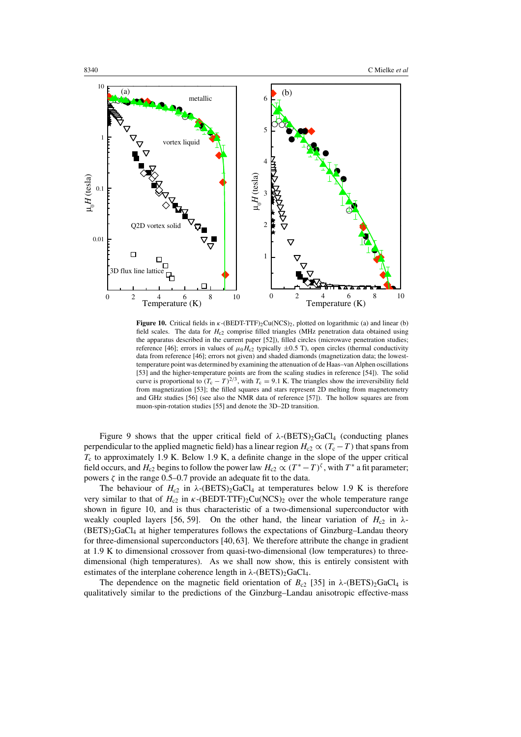**Figure 10.** Critical fields in $\kappa$-(BEDT-TTF)$_2$Cu(NCS)$_2$, plotted on logarithmic (a) and linear (b) field scales. The data for $H_{c2}$ comprise filled triangles (MHz penetration data obtained using the apparatus described in the current paper [52]), filled circles (microwave penetration studies; reference [46]; errors in values of $\mu_0 H_{c2}$ typically $\pm 0.5$ T), open circles (thermal conductivity data from reference [46]; errors not given) and shaded diamonds (magnetization data; the lowest-temperature point was determined by examining the attenuation of de Haas–van Alphen oscillations [53] and the higher-temperature points are from the scaling studies in reference [54]). The solid curve is proportional to $(T_c - T)^{2/3}$, with $T_c = 9.1$ K. The triangles show the irreversibility field from magnetization [53]; the filled squares and stars represent 2D melting from magnetometry and GHz studies [56] (see also the NMR data of reference [57]). The hollow squares are from muon-spin-rotation studies [55] and denote the 3D–2D transition.

Figure 9 shows that the upper critical field of λ-(BETS)$_2$GaCl$_4$ (conducting planes perpendicular to the applied magnetic field) has a linear region $H_{c2} \propto (T_c - T)$ that spans from $T_c$ to approximately 1.9 K. Below 1.9 K, a definite change in the slope of the upper critical field occurs, and $H_{c2}$ begins to follow the power law $H_{c2} \propto (T^* - T)^{\zeta}$, with $T^*$ a fit parameter; powers $\zeta$ in the range 0.5–0.7 provide an adequate fit to the data.

The behaviour of $H_{c2}$ in λ-(BETS)$_2$GaCl$_4$ at temperatures below 1.9 K is therefore very similar to that of $H_{c2}$ in $\kappa$-(BEDT-TTF)$_2$Cu(NCS)$_2$ over the whole temperature range shown in figure 10, and is thus characteristic of a two-dimensional superconductor with weakly coupled layers [56, 59]. On the other hand, the linear variation of $H_{c2}$ in λ-(BETS)$_2$GaCl$_4$ at higher temperatures follows the expectations of Ginzburg–Landau theory for three-dimensional superconductors [40, 63]. We therefore attribute the change in gradient at 1.9 K to dimensional crossover from quasi-two-dimensional (low temperatures) to three-dimensional (high temperatures). As we shall now show, this is entirely consistent with estimates of the interplane coherence length in λ-(BETS)$_2$GaCl$_4$.

The dependence on the magnetic field orientation of $B_{c2}$ [35] in λ-(BETS)$_2$GaCl$_4$ is qualitatively similar to the predictions of the Ginzburg–Landau anisotropic effective-mass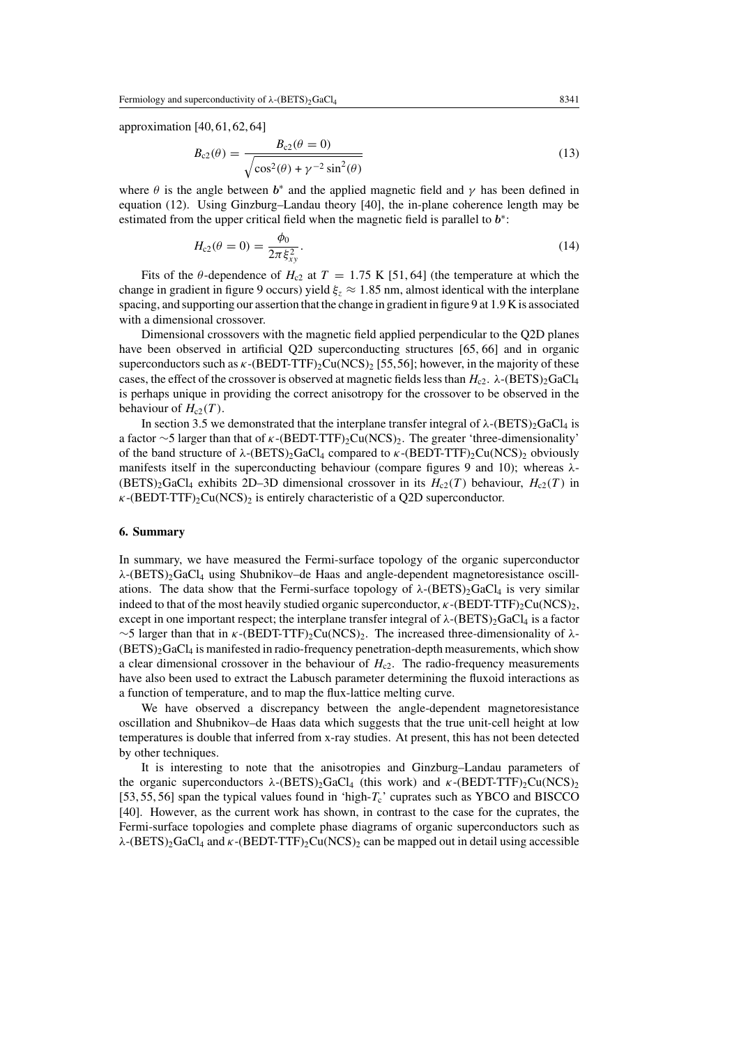approximation [40, 61, 62, 64]

$$B_{c2}(\theta) = \frac{B_{c2}(\theta = 0)}{\sqrt{\cos^2(\theta) + \gamma^{-2}\sin^2(\theta)}} \tag{13}$$

where $\theta$ is the angle between $\boldsymbol{b}^*$ and the applied magnetic field and $\gamma$ has been defined in equation (12). Using Ginzburg–Landau theory [40], the in-plane coherence length may be estimated from the upper critical field when the magnetic field is parallel to $\boldsymbol{b}^*$:

$$H_{c2}(\theta = 0) = \frac{\phi_0}{2\pi\xi_{xy}^2}. \tag{14}$$

Fits of the $\theta$-dependence of $H_{c2}$ at $T = 1.75$ K [51, 64] (the temperature at which the change in gradient in figure 9 occurs) yield $\xi_z \approx 1.85$ nm, almost identical with the interplane spacing, and supporting our assertion that the change in gradient in figure 9 at 1.9 K is associated with a dimensional crossover.

Dimensional crossovers with the magnetic field applied perpendicular to the Q2D planes have been observed in artificial Q2D superconducting structures [65, 66] and in organic superconductors such as $\kappa$-(BEDT-TTF)$_2$Cu(NCS)$_2$ [55, 56]; however, in the majority of these cases, the effect of the crossover is observed at magnetic fields less than $H_{c2}$. $\lambda$-(BETS)$_2$GaCl$_4$ is perhaps unique in providing the correct anisotropy for the crossover to be observed in the behaviour of $H_{c2}(T)$.

In section 3.5 we demonstrated that the interplane transfer integral of $\lambda$-(BETS)$_2$GaCl$_4$ is a factor $\sim$5 larger than that of $\kappa$-(BEDT-TTF)$_2$Cu(NCS)$_2$. The greater 'three-dimensionality' of the band structure of $\lambda$-(BETS)$_2$GaCl$_4$ compared to $\kappa$-(BEDT-TTF)$_2$Cu(NCS)$_2$ obviously manifests itself in the superconducting behaviour (compare figures 9 and 10); whereas $\lambda$-(BETS)$_2$GaCl$_4$ exhibits 2D–3D dimensional crossover in its $H_{c2}(T)$ behaviour, $H_{c2}(T)$ in $\kappa$-(BEDT-TTF)$_2$Cu(NCS)$_2$ is entirely characteristic of a Q2D superconductor.

## 6. Summary

In summary, we have measured the Fermi-surface topology of the organic superconductor $\lambda$-(BETS)$_2$GaCl$_4$ using Shubnikov–de Haas and angle-dependent magnetoresistance oscillations. The data show that the Fermi-surface topology of $\lambda$-(BETS)$_2$GaCl$_4$ is very similar indeed to that of the most heavily studied organic superconductor, $\kappa$-(BEDT-TTF)$_2$Cu(NCS)$_2$, except in one important respect; the interplane transfer integral of $\lambda$-(BETS)$_2$GaCl$_4$ is a factor $\sim$5 larger than that in $\kappa$-(BEDT-TTF)$_2$Cu(NCS)$_2$. The increased three-dimensionality of $\lambda$-(BETS)$_2$GaCl$_4$ is manifested in radio-frequency penetration-depth measurements, which show a clear dimensional crossover in the behaviour of $H_{c2}$. The radio-frequency measurements have also been used to extract the Labusch parameter determining the fluxoid interactions as a function of temperature, and to map the flux-lattice melting curve.

We have observed a discrepancy between the angle-dependent magnetoresistance oscillation and Shubnikov–de Haas data which suggests that the true unit-cell height at low temperatures is double that inferred from x-ray studies. At present, this has not been detected by other techniques.

It is interesting to note that the anisotropies and Ginzburg–Landau parameters of the organic superconductors $\lambda$-(BETS)$_2$GaCl$_4$ (this work) and $\kappa$-(BEDT-TTF)$_2$Cu(NCS)$_2$ [53, 55, 56] span the typical values found in 'high-$T_c$' cuprates such as YBCO and BISCCO [40]. However, as the current work has shown, in contrast to the case for the cuprates, the Fermi-surface topologies and complete phase diagrams of organic superconductors such as $\lambda$-(BETS)$_2$GaCl$_4$ and $\kappa$-(BEDT-TTF)$_2$Cu(NCS)$_2$ can be mapped out in detail using accessible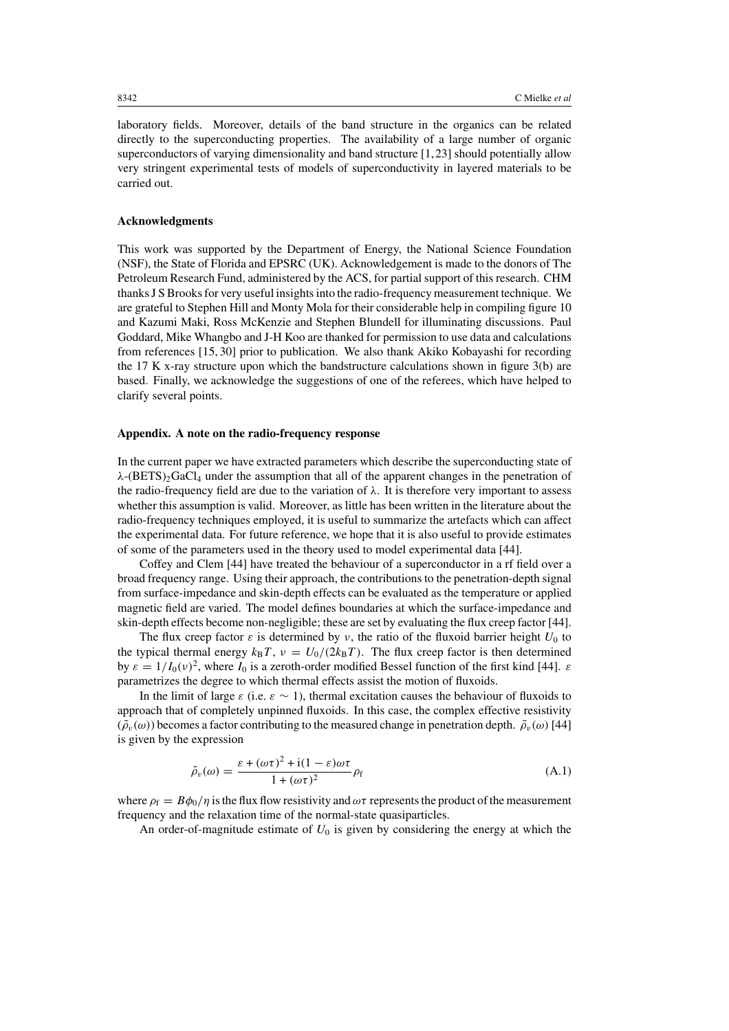laboratory fields. Moreover, details of the band structure in the organics can be related directly to the superconducting properties. The availability of a large number of organic superconductors of varying dimensionality and band structure [1, 23] should potentially allow very stringent experimental tests of models of superconductivity in layered materials to be carried out.

### Acknowledgments

This work was supported by the Department of Energy, the National Science Foundation (NSF), the State of Florida and EPSRC (UK). Acknowledgement is made to the donors of The Petroleum Research Fund, administered by the ACS, for partial support of this research. CHM thanks J S Brooks for very useful insights into the radio-frequency measurement technique. We are grateful to Stephen Hill and Monty Mola for their considerable help in compiling figure 10 and Kazumi Maki, Ross McKenzie and Stephen Blundell for illuminating discussions. Paul Goddard, Mike Whangbo and J-H Koo are thanked for permission to use data and calculations from references [15, 30] prior to publication. We also thank Akiko Kobayashi for recording the 17 K x-ray structure upon which the bandstructure calculations shown in figure 3(b) are based. Finally, we acknowledge the suggestions of one of the referees, which have helped to clarify several points.

### Appendix. A note on the radio-frequency response

In the current paper we have extracted parameters which describe the superconducting state of $\lambda$-$(BETS)_2GaCl_4$ under the assumption that all of the apparent changes in the penetration of the radio-frequency field are due to the variation of $\lambda$. It is therefore very important to assess whether this assumption is valid. Moreover, as little has been written in the literature about the radio-frequency techniques employed, it is useful to summarize the artefacts which can affect the experimental data. For future reference, we hope that it is also useful to provide estimates of some of the parameters used in the theory used to model experimental data [44].

Coffey and Clem [44] have treated the behaviour of a superconductor in a rf field over a broad frequency range. Using their approach, the contributions to the penetration-depth signal from surface-impedance and skin-depth effects can be evaluated as the temperature or applied magnetic field are varied. The model defines boundaries at which the surface-impedance and skin-depth effects become non-negligible; these are set by evaluating the flux creep factor [44].

The flux creep factor $\varepsilon$ is determined by $\nu$, the ratio of the fluxoid barrier height $U_0$ to the typical thermal energy $k_BT$, $\nu = U_0/(2k_BT)$. The flux creep factor is then determined by $\varepsilon = 1/I_0(\nu)^2$, where $I_0$ is a zeroth-order modified Bessel function of the first kind [44]. $\varepsilon$ parametrizes the degree to which thermal effects assist the motion of fluxoids.

In the limit of large $\varepsilon$ (i.e. $\varepsilon \sim 1$), thermal excitation causes the behaviour of fluxoids to approach that of completely unpinned fluxoids. In this case, the complex effective resistivity $(\tilde{\rho}_v(\omega))$ becomes a factor contributing to the measured change in penetration depth. $\tilde{\rho}_v(\omega)$ [44] is given by the expression

$$\tilde{\rho}_v(\omega) = \frac{\varepsilon + (\omega\tau)^2 + \mathrm{i}(1-\varepsilon)\omega\tau}{1 + (\omega\tau)^2}\rho_f \tag{A.1}$$

where $\rho_f = B\phi_0/\eta$ is the flux flow resistivity and $\omega\tau$ represents the product of the measurement frequency and the relaxation time of the normal-state quasiparticles.

An order-of-magnitude estimate of $U_0$ is given by considering the energy at which the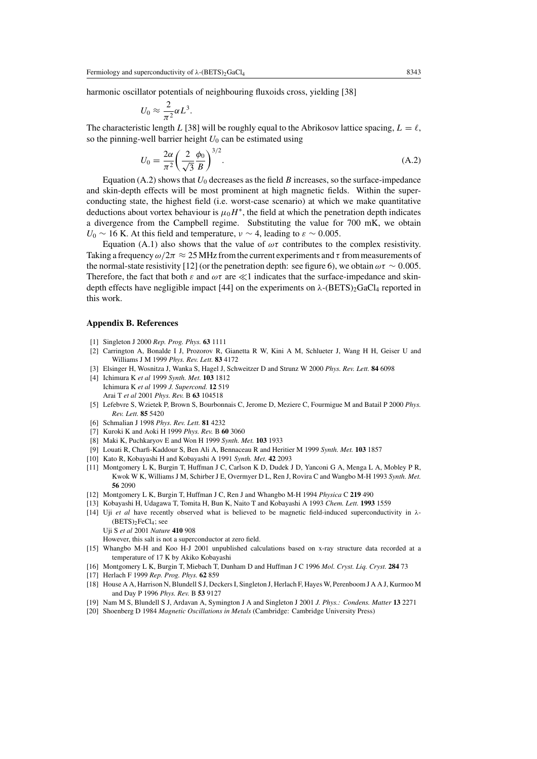harmonic oscillator potentials of neighbouring fluxoids cross, yielding [38]

$$U_0 \approx \frac{2}{\pi^2}\alpha L^3.$$

The characteristic length $L$ [38] will be roughly equal to the Abrikosov lattice spacing, $L = \ell$, so the pinning-well barrier height $U_0$ can be estimated using

$$U_0 = \frac{2\alpha}{\pi^2}\left(\frac{2}{\sqrt{3}}\frac{\phi_0}{B}\right)^{3/2}. \tag{A.2}$$

Equation (A.2) shows that $U_0$ decreases as the field $B$ increases, so the surface-impedance and skin-depth effects will be most prominent at high magnetic fields. Within the superconducting state, the highest field (i.e. worst-case scenario) at which we make quantitative deductions about vortex behaviour is $\mu_0 H^*$, the field at which the penetration depth indicates a divergence from the Campbell regime. Substituting the value for 700 mK, we obtain $U_0 \sim 16$ K. At this field and temperature, $\nu \sim 4$, leading to $\varepsilon \sim 0.005$.

Equation (A.1) also shows that the value of $\omega\tau$ contributes to the complex resistivity. Taking a frequency $\omega/2\pi \approx 25$ MHz from the current experiments and $\tau$ from measurements of the normal-state resistivity [12] (or the penetration depth: see figure 6), we obtain $\omega\tau \sim 0.005$. Therefore, the fact that both $\varepsilon$ and $\omega\tau$ are $\ll 1$ indicates that the surface-impedance and skin-depth effects have negligible impact [44] on the experiments on λ-$(BETS)_2GaCl_4$ reported in this work.

## Appendix B. References

[1] Singleton J 2000 *Rep. Prog. Phys.* **63** 1111

[2] Carrington A, Bonalde I J, Prozorov R, Gianetta R W, Kini A M, Schlueter J, Wang H H, Geiser U and Williams J M 1999 *Phys. Rev. Lett.* **83** 4172

[3] Elsinger H, Wosnitza J, Wanka S, Hagel J, Schweitzer D and Strunz W 2000 *Phys. Rev. Lett.* **84** 6098

[4] Ichimura K *et al* 1999 *Synth. Met.* **103** 1812
Ichimura K *et al* 1999 *J. Supercond.* **12** 519
Arai T *et al* 2001 *Phys. Rev.* B **63** 104518

[5] Lefebvre S, Wzietek P, Brown S, Bourbonnais C, Jerome D, Meziere C, Fourmigue M and Batail P 2000 *Phys. Rev. Lett.* **85** 5420

[6] Schmalian J 1998 *Phys. Rev. Lett.* **81** 4232

[7] Kuroki K and Aoki H 1999 *Phys. Rev.* B **60** 3060

[8] Maki K, Puchkaryov E and Won H 1999 *Synth. Met.* **103** 1933

[9] Louati R, Charfi-Kaddour S, Ben Ali A, Bennaceau R and Heritier M 1999 *Synth. Met.* **103** 1857

[10] Kato R, Kobayashi H and Kobayashi A 1991 *Synth. Met.* **42** 2093

[11] Montgomery L K, Burgin T, Huffman J C, Carlson K D, Dudek J D, Yanconi G A, Menga L A, Mobley P R, Kwok W K, Williams J M, Schirber J E, Overmyer D L, Ren J, Rovira C and Wangbo M-H 1993 *Synth. Met.* **56** 2090

[12] Montgomery L K, Burgin T, Huffman J C, Ren J and Whangbo M-H 1994 *Physica* C **219** 490

[13] Kobayashi H, Udagawa T, Tomita H, Bun K, Naito T and Kobayashi A 1993 *Chem. Lett.* **1993** 1559

[14] Uji *et al* have recently observed what is believed to be magnetic field-induced superconductivity in λ-$(BETS)_2FeCl_4$; see
Uji S *et al* 2001 *Nature* **410** 908
However, this salt is not a superconductor at zero field.

[15] Whangbo M-H and Koo H-J 2001 unpublished calculations based on x-ray structure data recorded at a temperature of 17 K by Akiko Kobayashi

[16] Montgomery L K, Burgin T, Miebach T, Dunham D and Huffman J C 1996 *Mol. Cryst. Liq. Cryst.* **284** 73

[17] Herlach F 1999 *Rep. Prog. Phys.* **62** 859

[18] House A A, Harrison N, Blundell S J, Deckers I, Singleton J, Herlach F, Hayes W, Perenboom J A A J, Kurmoo M and Day P 1996 *Phys. Rev.* B **53** 9127

[19] Nam M S, Blundell S J, Ardavan A, Symington J A and Singleton J 2001 *J. Phys.: Condens. Matter* **13** 2271

[20] Shoenberg D 1984 *Magnetic Oscillations in Metals* (Cambridge: Cambridge University Press)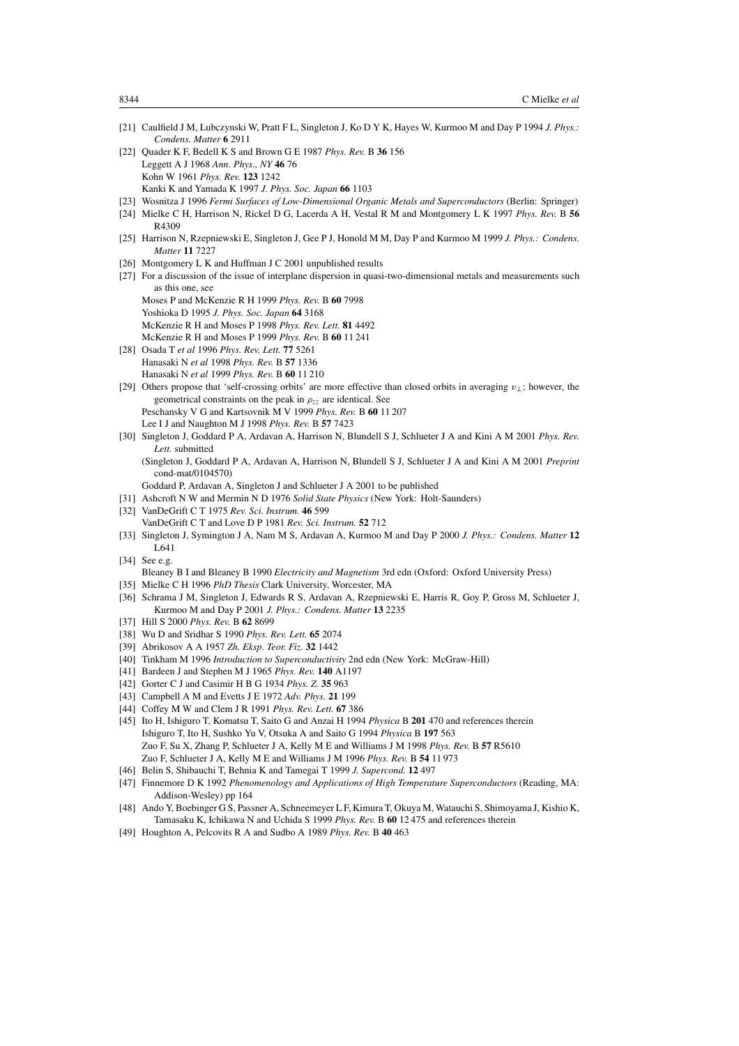[21] Caulfield J M, Lubczynski W, Pratt F L, Singleton J, Ko D Y K, Hayes W, Kurmoo M and Day P 1994 *J. Phys.: Condens. Matter* **6** 2911

[22] Quader K F, Bedell K S and Brown G E 1987 *Phys. Rev.* B **36** 156
Leggett A J 1968 *Ann. Phys., NY* **46** 76
Kohn W 1961 *Phys. Rev.* **123** 1242
Kanki K and Yamada K 1997 *J. Phys. Soc. Japan* **66** 1103

[23] Wosnitza J 1996 *Fermi Surfaces of Low-Dimensional Organic Metals and Superconductors* (Berlin: Springer)

[24] Mielke C H, Harrison N, Rickel D G, Lacerda A H, Vestal R M and Montgomery L K 1997 *Phys. Rev.* B **56** R4309

[25] Harrison N, Rzepniewski E, Singleton J, Gee P J, Honold M M, Day P and Kurmoo M 1999 *J. Phys.: Condens. Matter* **11** 7227

[26] Montgomery L K and Huffman J C 2001 unpublished results

[27] For a discussion of the issue of interplane dispersion in quasi-two-dimensional metals and measurements such as this one, see
Moses P and McKenzie R H 1999 *Phys. Rev.* B **60** 7998
Yoshioka D 1995 *J. Phys. Soc. Japan* **64** 3168
McKenzie R H and Moses P 1998 *Phys. Rev. Lett.* **81** 4492
McKenzie R H and Moses P 1999 *Phys. Rev.* B **60** 11 241

[28] Osada T *et al* 1996 *Phys. Rev. Lett.* **77** 5261
Hanasaki N *et al* 1998 *Phys. Rev.* B **57** 1336
Hanasaki N *et al* 1999 *Phys. Rev.* B **60** 11 210

[29] Others propose that 'self-crossing orbits' are more effective than closed orbits in averaging $v_\perp$; however, the geometrical constraints on the peak in $\rho_{zz}$ are identical. See
Peschansky V G and Kartsovnik M V 1999 *Phys. Rev.* B **60** 11 207
Lee I J and Naughton M J 1998 *Phys. Rev.* B **57** 7423

[30] Singleton J, Goddard P A, Ardavan A, Harrison N, Blundell S J, Schlueter J A and Kini A M 2001 *Phys. Rev. Lett.* submitted
(Singleton J, Goddard P A, Ardavan A, Harrison N, Blundell S J, Schlueter J A and Kini A M 2001 *Preprint* cond-mat/0104570)
Goddard P, Ardavan A, Singleton J and Schlueter J A 2001 to be published

[31] Ashcroft N W and Mermin N D 1976 *Solid State Physics* (New York: Holt-Saunders)

[32] VanDeGrift C T 1975 *Rev. Sci. Instrum.* **46** 599
VanDeGrift C T and Love D P 1981 *Rev. Sci. Instrum.* **52** 712

[33] Singleton J, Symington J A, Nam M S, Ardavan A, Kurmoo M and Day P 2000 *J. Phys.: Condens. Matter* **12** L641

[34] See e.g.
Bleaney B I and Bleaney B 1990 *Electricity and Magnetism* 3rd edn (Oxford: Oxford University Press)

[35] Mielke C H 1996 *PhD Thesis* Clark University, Worcester, MA

[36] Schrama J M, Singleton J, Edwards R S, Ardavan A, Rzepniewski E, Harris R, Goy P, Gross M, Schlueter J, Kurmoo M and Day P 2001 *J. Phys.: Condens. Matter* **13** 2235

[37] Hill S 2000 *Phys. Rev.* B **62** 8699

[38] Wu D and Sridhar S 1990 *Phys. Rev. Lett.* **65** 2074

[39] Abrikosov A A 1957 *Zh. Eksp. Teor. Fiz.* **32** 1442

[40] Tinkham M 1996 *Introduction to Superconductivity* 2nd edn (New York: McGraw-Hill)

[41] Bardeen J and Stephen M J 1965 *Phys. Rev.* **140** A1197

[42] Gorter C J and Casimir H B G 1934 *Phys. Z.* **35** 963

[43] Campbell A M and Evetts J E 1972 *Adv. Phys.* **21** 199

[44] Coffey M W and Clem J R 1991 *Phys. Rev. Lett.* **67** 386

[45] Ito H, Ishiguro T, Komatsu T, Saito G and Anzai H 1994 *Physica* B **201** 470 and references therein
Ishiguro T, Ito H, Sushko Yu V, Otsuka A and Saito G 1994 *Physica* B **197** 563
Zuo F, Su X, Zhang P, Schlueter J A, Kelly M E and Williams J M 1998 *Phys. Rev.* B **57** R5610
Zuo F, Schlueter J A, Kelly M E and Williams J M 1996 *Phys. Rev.* B **54** 11 973

[46] Belin S, Shibauchi T, Behnia K and Tamegai T 1999 *J. Supercond.* **12** 497

[47] Finnemore D K 1992 *Phenomenology and Applications of High Temperature Superconductors* (Reading, MA: Addison-Wesley) pp 164

[48] Ando Y, Boebinger G S, Passner A, Schneemeyer L F, Kimura T, Okuya M, Watauchi S, Shimoyama J, Kishio K, Tamasaku K, Ichikawa N and Uchida S 1999 *Phys. Rev.* B **60** 12 475 and references therein

[49] Houghton A, Pelcovits R A and Sudbo A 1989 *Phys. Rev.* B **40** 463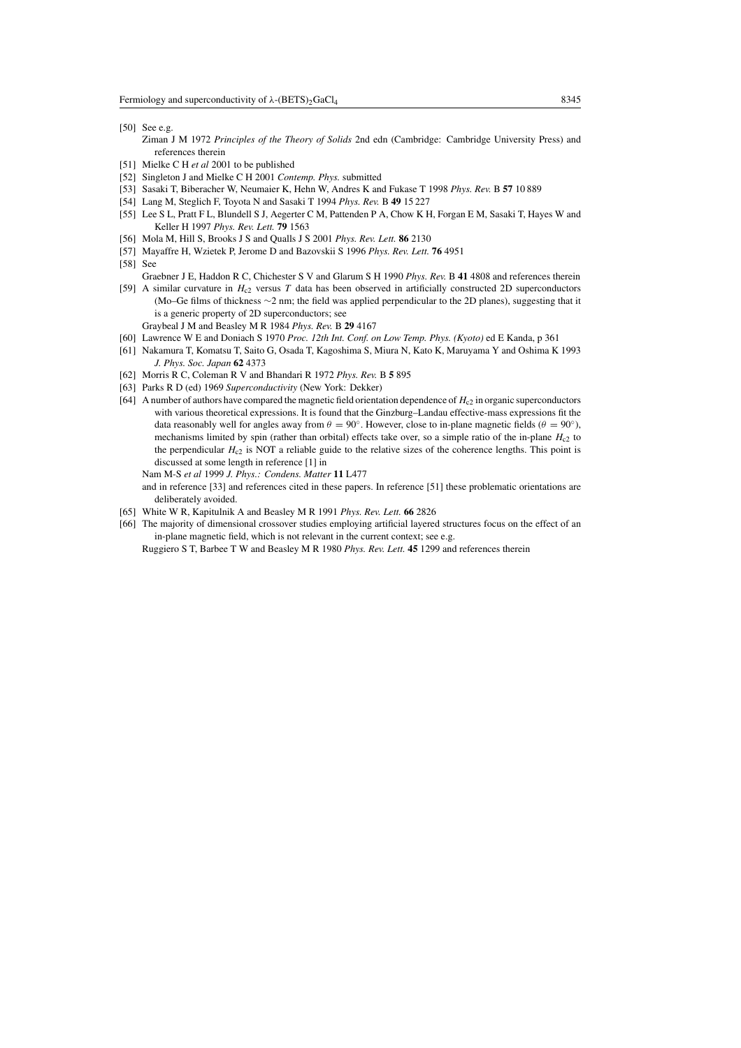[50] See e.g.
Ziman J M 1972 *Principles of the Theory of Solids* 2nd edn (Cambridge: Cambridge University Press) and references therein

[51] Mielke C H *et al* 2001 to be published

[52] Singleton J and Mielke C H 2001 *Contemp. Phys.* submitted

[53] Sasaki T, Biberacher W, Neumaier K, Hehn W, Andres K and Fukase T 1998 *Phys. Rev.* B **57** 10 889

[54] Lang M, Steglich F, Toyota N and Sasaki T 1994 *Phys. Rev.* B **49** 15 227

[55] Lee S L, Pratt F L, Blundell S J, Aegerter C M, Pattenden P A, Chow K H, Forgan E M, Sasaki T, Hayes W and Keller H 1997 *Phys. Rev. Lett.* **79** 1563

[56] Mola M, Hill S, Brooks J S and Qualls J S 2001 *Phys. Rev. Lett.* **86** 2130

[57] Mayaffre H, Wzietek P, Jerome D and Bazovskii S 1996 *Phys. Rev. Lett.* **76** 4951

[58] See
Graebner J E, Haddon R C, Chichester S V and Glarum S H 1990 *Phys. Rev.* B **41** 4808 and references therein

[59] A similar curvature in $H_{c2}$ versus $T$ data has been observed in artificially constructed 2D superconductors (Mo–Ge films of thickness $\sim$2 nm; the field was applied perpendicular to the 2D planes), suggesting that it is a generic property of 2D superconductors; see
Graybeal J M and Beasley M R 1984 *Phys. Rev.* B **29** 4167

[60] Lawrence W E and Doniach S 1970 *Proc. 12th Int. Conf. on Low Temp. Phys. (Kyoto)* ed E Kanda, p 361

[61] Nakamura T, Komatsu T, Saito G, Osada T, Kagoshima S, Miura N, Kato K, Maruyama Y and Oshima K 1993 *J. Phys. Soc. Japan* **62** 4373

[62] Morris R C, Coleman R V and Bhandari R 1972 *Phys. Rev.* B **5** 895

[63] Parks R D (ed) 1969 *Superconductivity* (New York: Dekker)

[64] A number of authors have compared the magnetic field orientation dependence of $H_{c2}$ in organic superconductors with various theoretical expressions. It is found that the Ginzburg–Landau effective-mass expressions fit the data reasonably well for angles away from $\theta = 90^{\circ}$. However, close to in-plane magnetic fields ($\theta = 90^{\circ}$), mechanisms limited by spin (rather than orbital) effects take over, so a simple ratio of the in-plane $H_{c2}$ to the perpendicular $H_{c2}$ is NOT a reliable guide to the relative sizes of the coherence lengths. This point is discussed at some length in reference [1] in
Nam M-S *et al* 1999 *J. Phys.: Condens. Matter* **11** L477
and in reference [33] and references cited in these papers. In reference [51] these problematic orientations are deliberately avoided.

[65] White W R, Kapitulnik A and Beasley M R 1991 *Phys. Rev. Lett.* **66** 2826

[66] The majority of dimensional crossover studies employing artificial layered structures focus on the effect of an in-plane magnetic field, which is not relevant in the current context; see e.g.
Ruggiero S T, Barbee T W and Beasley M R 1980 *Phys. Rev. Lett.* **45** 1299 and references therein